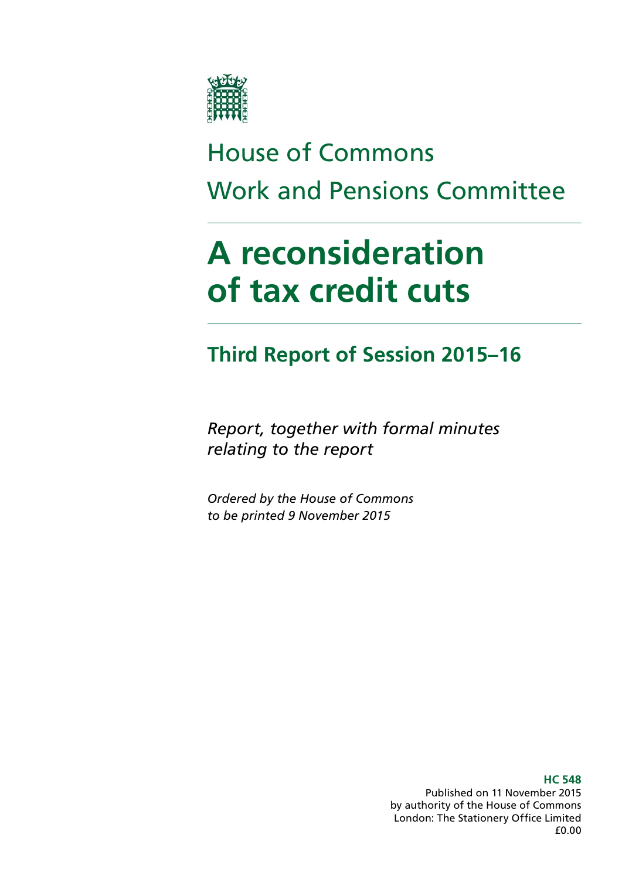# House of Commons
# Work and Pensions Committee

# A reconsideration of tax credit cuts

## Third Report of Session 2015–16

*Report, together with formal minutes relating to the report*

*Ordered by the House of Commons to be printed 9 November 2015*

**HC 548**
Published on 11 November 2015
by authority of the House of Commons
London: The Stationery Office Limited
£0.00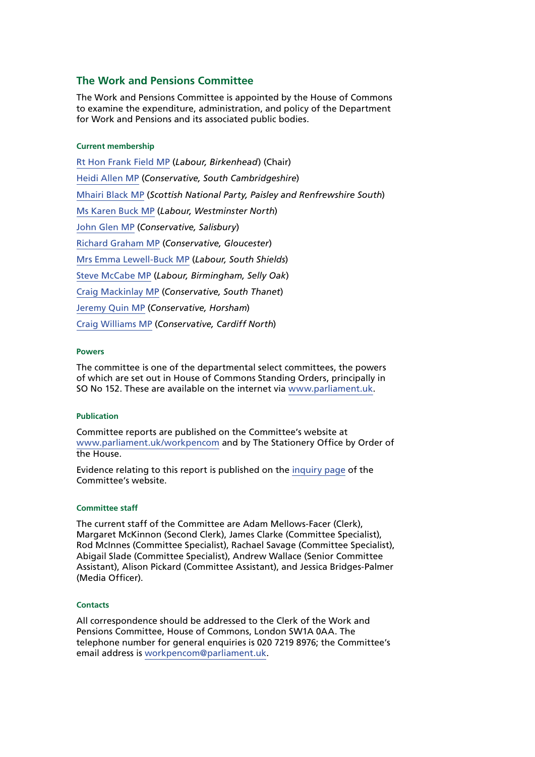## The Work and Pensions Committee

The Work and Pensions Committee is appointed by the House of Commons to examine the expenditure, administration, and policy of the Department for Work and Pensions and its associated public bodies.

#### Current membership

Rt Hon Frank Field MP (*Labour, Birkenhead*) (Chair)

Heidi Allen MP (*Conservative, South Cambridgeshire*)

Mhairi Black MP (*Scottish National Party, Paisley and Renfrewshire South*)

Ms Karen Buck MP (*Labour, Westminster North*)

John Glen MP (*Conservative, Salisbury*)

Richard Graham MP (*Conservative, Gloucester*)

Mrs Emma Lewell-Buck MP (*Labour, South Shields*)

Steve McCabe MP (*Labour, Birmingham, Selly Oak*)

Craig Mackinlay MP (*Conservative, South Thanet*)

Jeremy Quin MP (*Conservative, Horsham*)

Craig Williams MP (*Conservative, Cardiff North*)

#### Powers

The committee is one of the departmental select committees, the powers of which are set out in House of Commons Standing Orders, principally in SO No 152. These are available on the internet via www.parliament.uk.

#### Publication

Committee reports are published on the Committee's website at www.parliament.uk/workpencom and by The Stationery Office by Order of the House.

Evidence relating to this report is published on the inquiry page of the Committee's website.

#### Committee staff

The current staff of the Committee are Adam Mellows-Facer (Clerk), Margaret McKinnon (Second Clerk), James Clarke (Committee Specialist), Rod McInnes (Committee Specialist), Rachael Savage (Committee Specialist), Abigail Slade (Committee Specialist), Andrew Wallace (Senior Committee Assistant), Alison Pickard (Committee Assistant), and Jessica Bridges-Palmer (Media Officer).

#### Contacts

All correspondence should be addressed to the Clerk of the Work and Pensions Committee, House of Commons, London SW1A 0AA. The telephone number for general enquiries is 020 7219 8976; the Committee's email address is workpencom@parliament.uk.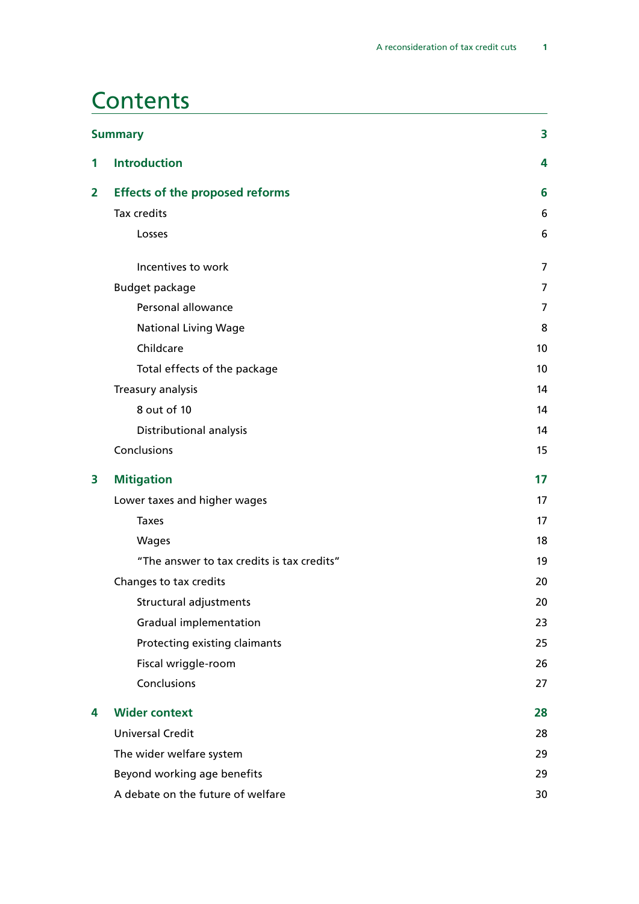# Contents

| | | |
|---|---|---|
| **Summary** | | **3** |
| **1** | **Introduction** | **4** |
| **2** | **Effects of the proposed reforms** | **6** |
| | Tax credits | 6 |
| | Losses | 6 |
| | Incentives to work | 7 |
| | Budget package | 7 |
| | Personal allowance | 7 |
| | National Living Wage | 8 |
| | Childcare | 10 |
| | Total effects of the package | 10 |
| | Treasury analysis | 14 |
| | 8 out of 10 | 14 |
| | Distributional analysis | 14 |
| | Conclusions | 15 |
| **3** | **Mitigation** | **17** |
| | Lower taxes and higher wages | 17 |
| | Taxes | 17 |
| | Wages | 18 |
| | "The answer to tax credits is tax credits" | 19 |
| | Changes to tax credits | 20 |
| | Structural adjustments | 20 |
| | Gradual implementation | 23 |
| | Protecting existing claimants | 25 |
| | Fiscal wriggle-room | 26 |
| | Conclusions | 27 |
| **4** | **Wider context** | **28** |
| | Universal Credit | 28 |
| | The wider welfare system | 29 |
| | Beyond working age benefits | 29 |
| | A debate on the future of welfare | 30 |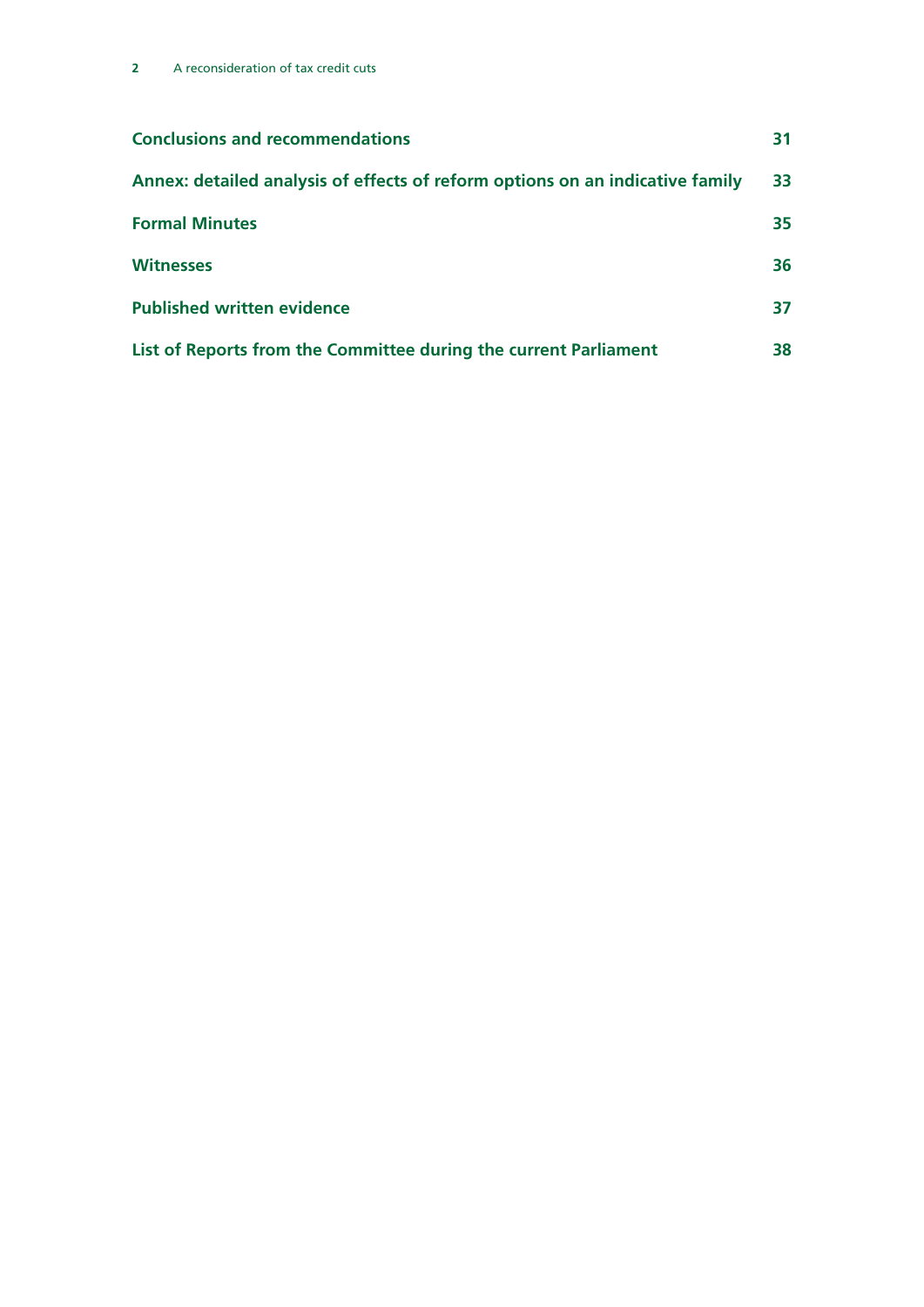**Conclusions and recommendations** 31

**Annex: detailed analysis of effects of reform options on an indicative family** 33

**Formal Minutes** 35

**Witnesses** 36

**Published written evidence** 37

**List of Reports from the Committee during the current Parliament** 38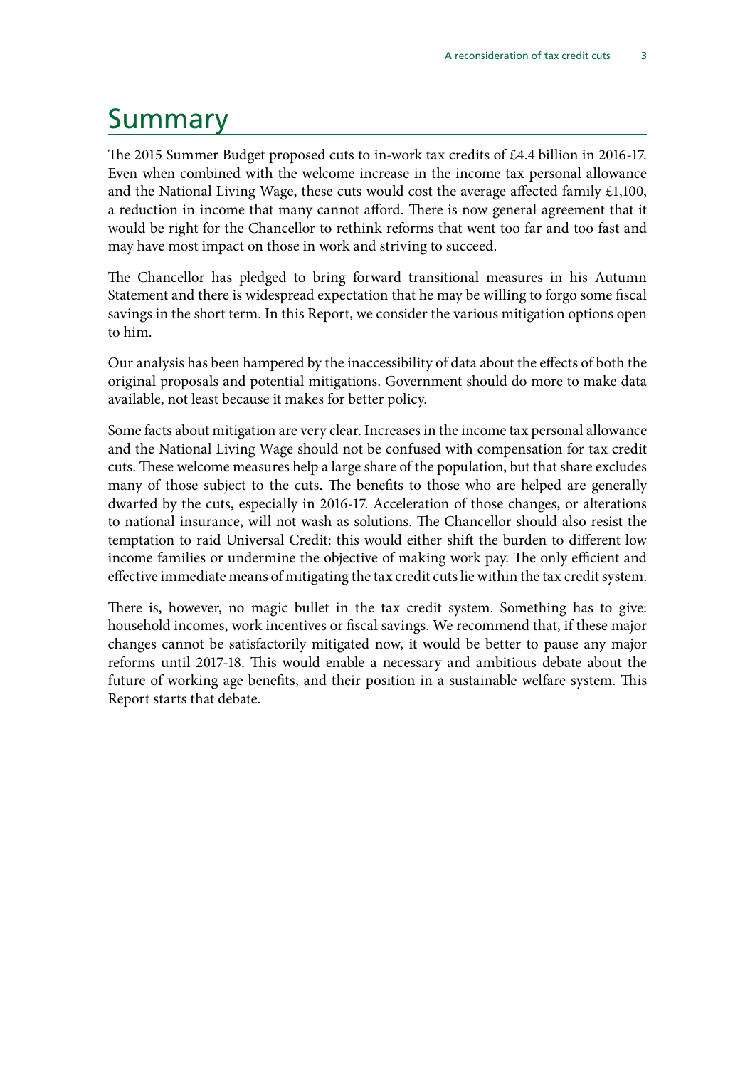# Summary

The 2015 Summer Budget proposed cuts to in-work tax credits of £4.4 billion in 2016-17. Even when combined with the welcome increase in the income tax personal allowance and the National Living Wage, these cuts would cost the average affected family £1,100, a reduction in income that many cannot afford. There is now general agreement that it would be right for the Chancellor to rethink reforms that went too far and too fast and may have most impact on those in work and striving to succeed.

The Chancellor has pledged to bring forward transitional measures in his Autumn Statement and there is widespread expectation that he may be willing to forgo some fiscal savings in the short term. In this Report, we consider the various mitigation options open to him.

Our analysis has been hampered by the inaccessibility of data about the effects of both the original proposals and potential mitigations. Government should do more to make data available, not least because it makes for better policy.

Some facts about mitigation are very clear. Increases in the income tax personal allowance and the National Living Wage should not be confused with compensation for tax credit cuts. These welcome measures help a large share of the population, but that share excludes many of those subject to the cuts. The benefits to those who are helped are generally dwarfed by the cuts, especially in 2016-17. Acceleration of those changes, or alterations to national insurance, will not wash as solutions. The Chancellor should also resist the temptation to raid Universal Credit: this would either shift the burden to different low income families or undermine the objective of making work pay. The only efficient and effective immediate means of mitigating the tax credit cuts lie within the tax credit system.

There is, however, no magic bullet in the tax credit system. Something has to give: household incomes, work incentives or fiscal savings. We recommend that, if these major changes cannot be satisfactorily mitigated now, it would be better to pause any major reforms until 2017-18. This would enable a necessary and ambitious debate about the future of working age benefits, and their position in a sustainable welfare system. This Report starts that debate.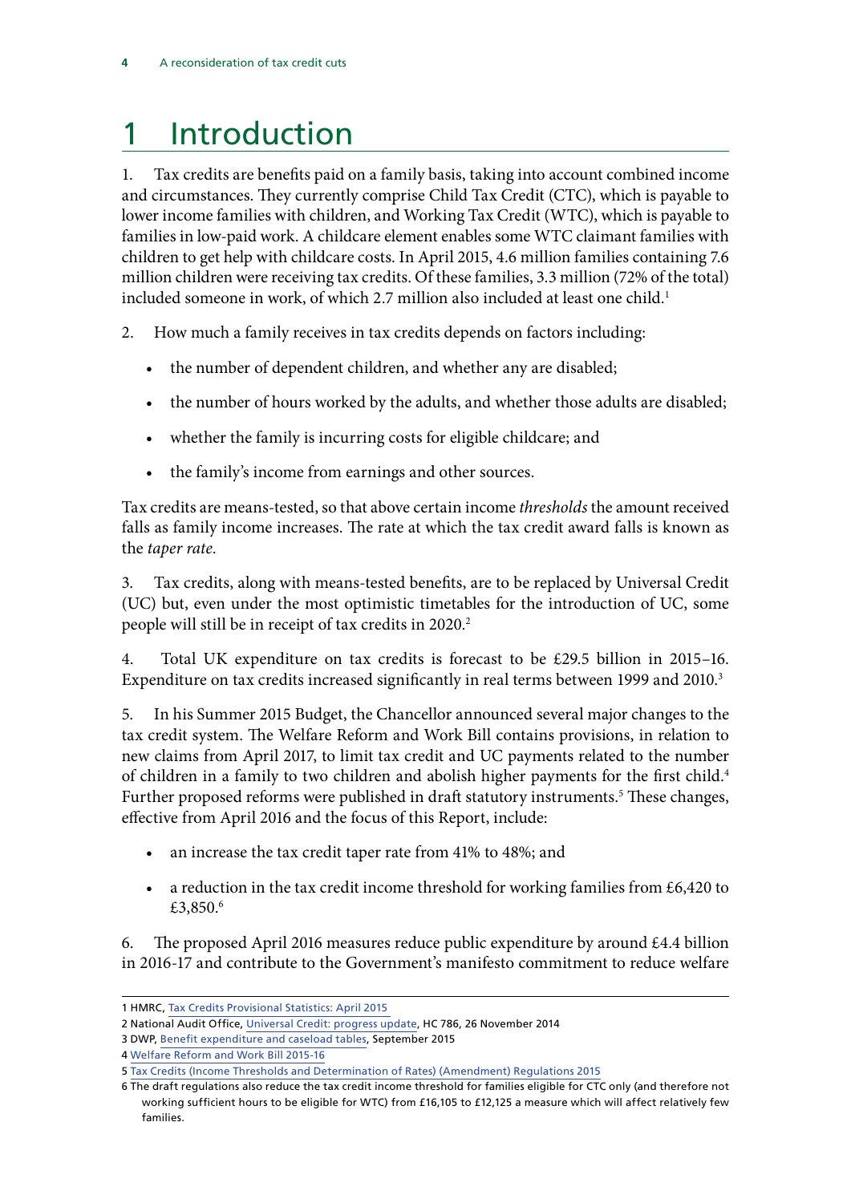# 1 Introduction

1. Tax credits are benefits paid on a family basis, taking into account combined income and circumstances. They currently comprise Child Tax Credit (CTC), which is payable to lower income families with children, and Working Tax Credit (WTC), which is payable to families in low-paid work. A childcare element enables some WTC claimant families with children to get help with childcare costs. In April 2015, 4.6 million families containing 7.6 million children were receiving tax credits. Of these families, 3.3 million (72% of the total) included someone in work, of which 2.7 million also included at least one child.[1]

2. How much a family receives in tax credits depends on factors including:

- the number of dependent children, and whether any are disabled;
- the number of hours worked by the adults, and whether those adults are disabled;
- whether the family is incurring costs for eligible childcare; and
- the family's income from earnings and other sources.

Tax credits are means-tested, so that above certain income *thresholds* the amount received falls as family income increases. The rate at which the tax credit award falls is known as the *taper rate*.

3. Tax credits, along with means-tested benefits, are to be replaced by Universal Credit (UC) but, even under the most optimistic timetables for the introduction of UC, some people will still be in receipt of tax credits in 2020.[2]

4. Total UK expenditure on tax credits is forecast to be £29.5 billion in 2015–16. Expenditure on tax credits increased significantly in real terms between 1999 and 2010.[3]

5. In his Summer 2015 Budget, the Chancellor announced several major changes to the tax credit system. The Welfare Reform and Work Bill contains provisions, in relation to new claims from April 2017, to limit tax credit and UC payments related to the number of children in a family to two children and abolish higher payments for the first child.[4] Further proposed reforms were published in draft statutory instruments.[5] These changes, effective from April 2016 and the focus of this Report, include:

- an increase the tax credit taper rate from 41% to 48%; and
- a reduction in the tax credit income threshold for working families from £6,420 to £3,850.[6]

6. The proposed April 2016 measures reduce public expenditure by around £4.4 billion in 2016-17 and contribute to the Government's manifesto commitment to reduce welfare

---

1 HMRC, Tax Credits Provisional Statistics: April 2015

2 National Audit Office, Universal Credit: progress update, HC 786, 26 November 2014

3 DWP, Benefit expenditure and caseload tables, September 2015

4 Welfare Reform and Work Bill 2015-16

5 Tax Credits (Income Thresholds and Determination of Rates) (Amendment) Regulations 2015

6 The draft regulations also reduce the tax credit income threshold for families eligible for CTC only (and therefore not working sufficient hours to be eligible for WTC) from £16,105 to £12,125 a measure which will affect relatively few families.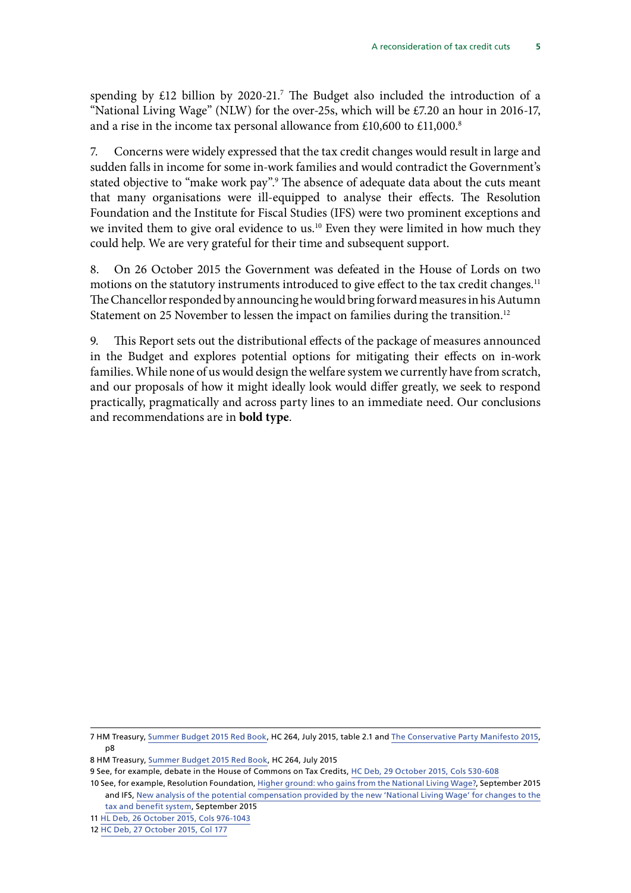spending by £12 billion by 2020-21.[7] The Budget also included the introduction of a "National Living Wage" (NLW) for the over-25s, which will be £7.20 an hour in 2016-17, and a rise in the income tax personal allowance from £10,600 to £11,000.[8]

7. Concerns were widely expressed that the tax credit changes would result in large and sudden falls in income for some in-work families and would contradict the Government's stated objective to "make work pay".[9] The absence of adequate data about the cuts meant that many organisations were ill-equipped to analyse their effects. The Resolution Foundation and the Institute for Fiscal Studies (IFS) were two prominent exceptions and we invited them to give oral evidence to us.[10] Even they were limited in how much they could help. We are very grateful for their time and subsequent support.

8. On 26 October 2015 the Government was defeated in the House of Lords on two motions on the statutory instruments introduced to give effect to the tax credit changes.[11] The Chancellor responded by announcing he would bring forward measures in his Autumn Statement on 25 November to lessen the impact on families during the transition.[12]

9. This Report sets out the distributional effects of the package of measures announced in the Budget and explores potential options for mitigating their effects on in-work families. While none of us would design the welfare system we currently have from scratch, and our proposals of how it might ideally look would differ greatly, we seek to respond practically, pragmatically and across party lines to an immediate need. Our conclusions and recommendations are in **bold type**.

---

7 HM Treasury, Summer Budget 2015 Red Book, HC 264, July 2015, table 2.1 and The Conservative Party Manifesto 2015, p8

8 HM Treasury, Summer Budget 2015 Red Book, HC 264, July 2015

9 See, for example, debate in the House of Commons on Tax Credits, HC Deb, 29 October 2015, Cols 530-608

10 See, for example, Resolution Foundation, Higher ground: who gains from the National Living Wage?, September 2015 and IFS, New analysis of the potential compensation provided by the new 'National Living Wage' for changes to the tax and benefit system, September 2015

11 HL Deb, 26 October 2015, Cols 976-1043

12 HC Deb, 27 October 2015, Col 177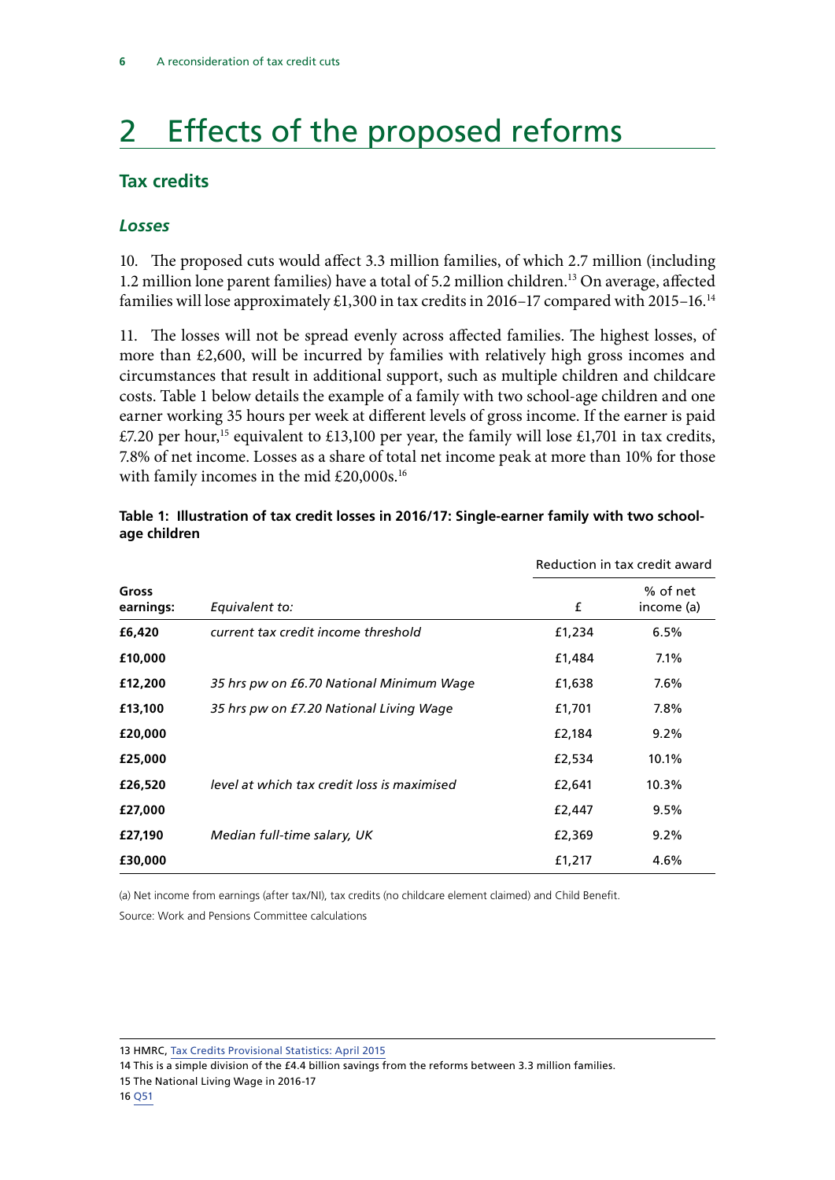# 2 Effects of the proposed reforms

## Tax credits

### *Losses*

10. The proposed cuts would affect 3.3 million families, of which 2.7 million (including 1.2 million lone parent families) have a total of 5.2 million children.[13] On average, affected families will lose approximately £1,300 in tax credits in 2016–17 compared with 2015–16.[14]

11. The losses will not be spread evenly across affected families. The highest losses, of more than £2,600, will be incurred by families with relatively high gross incomes and circumstances that result in additional support, such as multiple children and childcare costs. Table 1 below details the example of a family with two school-age children and one earner working 35 hours per week at different levels of gross income. If the earner is paid £7.20 per hour,[15] equivalent to £13,100 per year, the family will lose £1,701 in tax credits, 7.8% of net income. Losses as a share of total net income peak at more than 10% for those with family incomes in the mid £20,000s.[16]

**Table 1: Illustration of tax credit losses in 2016/17: Single-earner family with two school-age children**

| | | Reduction in tax credit award | |
|---|---|---|---|
| **Gross earnings:** | *Equivalent to:* | £ | % of net income (a) |
| **£6,420** | *current tax credit income threshold* | £1,234 | 6.5% |
| **£10,000** | | £1,484 | 7.1% |
| **£12,200** | *35 hrs pw on £6.70 National Minimum Wage* | £1,638 | 7.6% |
| **£13,100** | *35 hrs pw on £7.20 National Living Wage* | £1,701 | 7.8% |
| **£20,000** | | £2,184 | 9.2% |
| **£25,000** | | £2,534 | 10.1% |
| **£26,520** | *level at which tax credit loss is maximised* | £2,641 | 10.3% |
| **£27,000** | | £2,447 | 9.5% |
| **£27,190** | *Median full-time salary, UK* | £2,369 | 9.2% |
| **£30,000** | | £1,217 | 4.6% |

(a) Net income from earnings (after tax/NI), tax credits (no childcare element claimed) and Child Benefit.

Source: Work and Pensions Committee calculations

13 HMRC, Tax Credits Provisional Statistics: April 2015

14 This is a simple division of the £4.4 billion savings from the reforms between 3.3 million families.

15 The National Living Wage in 2016-17

16 Q51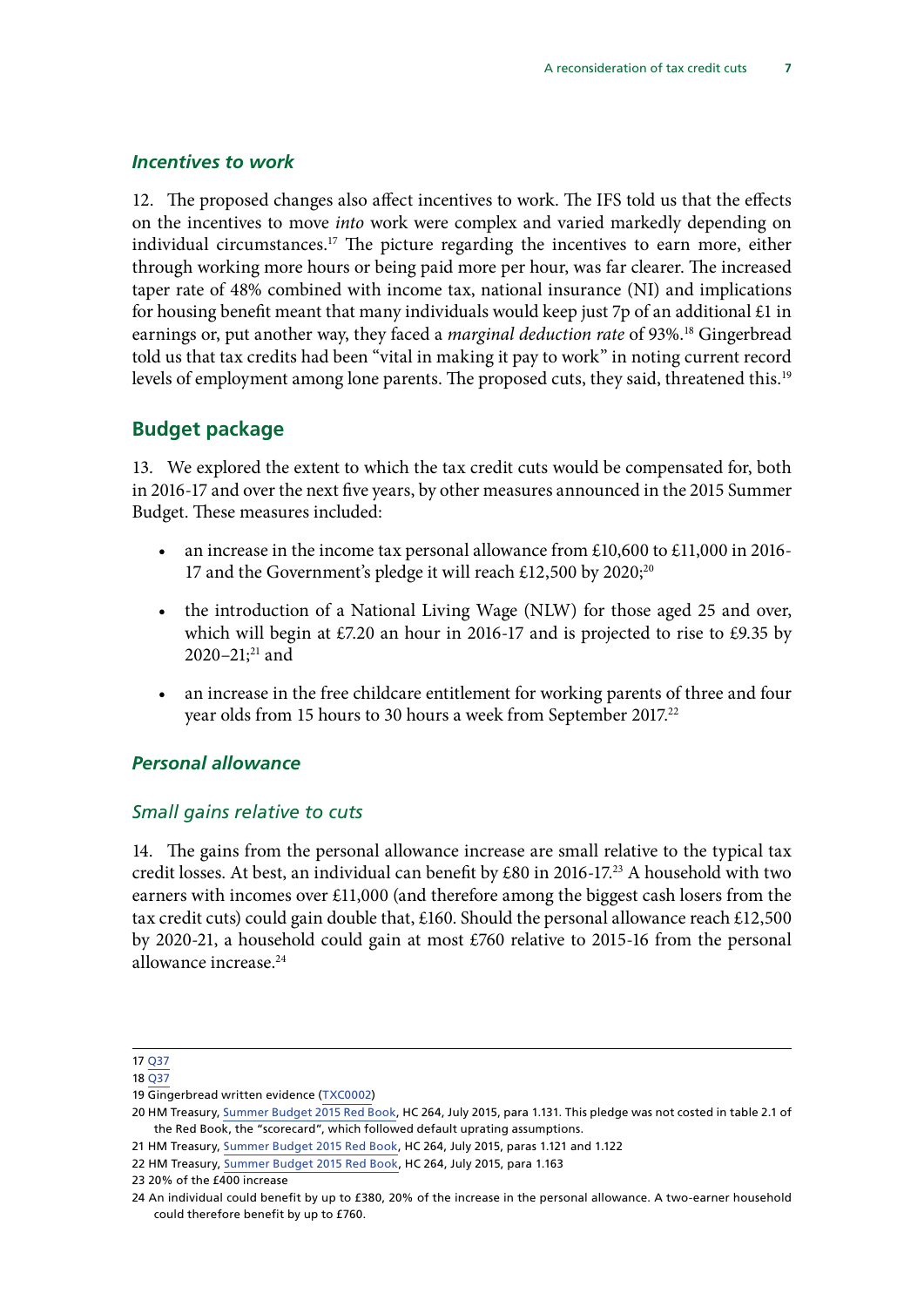### *Incentives to work*

12. The proposed changes also affect incentives to work. The IFS told us that the effects on the incentives to move *into* work were complex and varied markedly depending on individual circumstances.[17] The picture regarding the incentives to earn more, either through working more hours or being paid more per hour, was far clearer. The increased taper rate of 48% combined with income tax, national insurance (NI) and implications for housing benefit meant that many individuals would keep just 7p of an additional £1 in earnings or, put another way, they faced a *marginal deduction rate* of 93%.[18] Gingerbread told us that tax credits had been "vital in making it pay to work" in noting current record levels of employment among lone parents. The proposed cuts, they said, threatened this.[19]

## Budget package

13. We explored the extent to which the tax credit cuts would be compensated for, both in 2016-17 and over the next five years, by other measures announced in the 2015 Summer Budget. These measures included:

- an increase in the income tax personal allowance from £10,600 to £11,000 in 2016-17 and the Government's pledge it will reach £12,500 by 2020;[20]
- the introduction of a National Living Wage (NLW) for those aged 25 and over, which will begin at £7.20 an hour in 2016-17 and is projected to rise to £9.35 by 2020–21;[21] and
- an increase in the free childcare entitlement for working parents of three and four year olds from 15 hours to 30 hours a week from September 2017.[22]

### *Personal allowance*

#### *Small gains relative to cuts*

14. The gains from the personal allowance increase are small relative to the typical tax credit losses. At best, an individual can benefit by £80 in 2016-17.[23] A household with two earners with incomes over £11,000 (and therefore among the biggest cash losers from the tax credit cuts) could gain double that, £160. Should the personal allowance reach £12,500 by 2020-21, a household could gain at most £760 relative to 2015-16 from the personal allowance increase.[24]

---

17 Q37

18 Q37

19 Gingerbread written evidence (TXC0002)

20 HM Treasury, Summer Budget 2015 Red Book, HC 264, July 2015, para 1.131. This pledge was not costed in table 2.1 of the Red Book, the "scorecard", which followed default uprating assumptions.

21 HM Treasury, Summer Budget 2015 Red Book, HC 264, July 2015, paras 1.121 and 1.122

22 HM Treasury, Summer Budget 2015 Red Book, HC 264, July 2015, para 1.163

23 20% of the £400 increase

24 An individual could benefit by up to £380, 20% of the increase in the personal allowance. A two-earner household could therefore benefit by up to £760.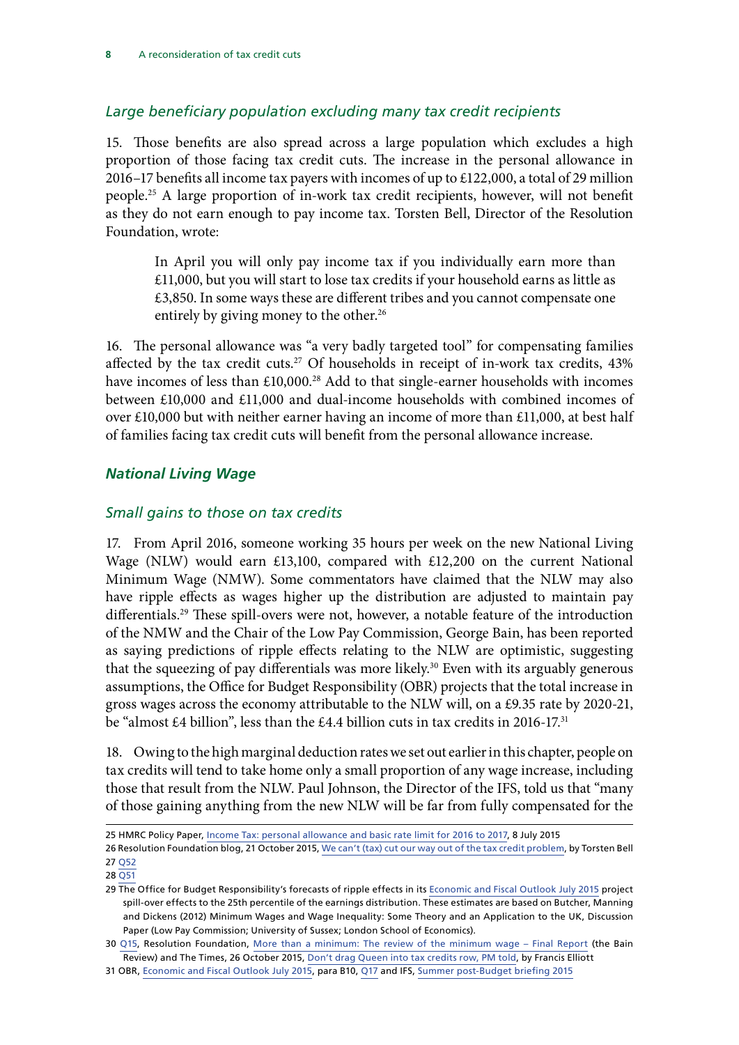### *Large beneficiary population excluding many tax credit recipients*

15. Those benefits are also spread across a large population which excludes a high proportion of those facing tax credit cuts. The increase in the personal allowance in 2016–17 benefits all income tax payers with incomes of up to £122,000, a total of 29 million people.[25] A large proportion of in-work tax credit recipients, however, will not benefit as they do not earn enough to pay income tax. Torsten Bell, Director of the Resolution Foundation, wrote:

> In April you will only pay income tax if you individually earn more than £11,000, but you will start to lose tax credits if your household earns as little as £3,850. In some ways these are different tribes and you cannot compensate one entirely by giving money to the other.[26]

16. The personal allowance was "a very badly targeted tool" for compensating families affected by the tax credit cuts.[27] Of households in receipt of in-work tax credits, 43% have incomes of less than £10,000.[28] Add to that single-earner households with incomes between £10,000 and £11,000 and dual-income households with combined incomes of over £10,000 but with neither earner having an income of more than £11,000, at best half of families facing tax credit cuts will benefit from the personal allowance increase.

## ***National Living Wage***

### *Small gains to those on tax credits*

17. From April 2016, someone working 35 hours per week on the new National Living Wage (NLW) would earn £13,100, compared with £12,200 on the current National Minimum Wage (NMW). Some commentators have claimed that the NLW may also have ripple effects as wages higher up the distribution are adjusted to maintain pay differentials.[29] These spill-overs were not, however, a notable feature of the introduction of the NMW and the Chair of the Low Pay Commission, George Bain, has been reported as saying predictions of ripple effects relating to the NLW are optimistic, suggesting that the squeezing of pay differentials was more likely.[30] Even with its arguably generous assumptions, the Office for Budget Responsibility (OBR) projects that the total increase in gross wages across the economy attributable to the NLW will, on a £9.35 rate by 2020-21, be "almost £4 billion", less than the £4.4 billion cuts in tax credits in 2016-17.[31]

18. Owing to the high marginal deduction rates we set out earlier in this chapter, people on tax credits will tend to take home only a small proportion of any wage increase, including those that result from the NLW. Paul Johnson, the Director of the IFS, told us that "many of those gaining anything from the new NLW will be far from fully compensated for the

---

25 HMRC Policy Paper, Income Tax: personal allowance and basic rate limit for 2016 to 2017, 8 July 2015

26 Resolution Foundation blog, 21 October 2015, We can't (tax) cut our way out of the tax credit problem, by Torsten Bell

27 Q52

28 Q51

29 The Office for Budget Responsibility's forecasts of ripple effects in its Economic and Fiscal Outlook July 2015 project spill-over effects to the 25th percentile of the earnings distribution. These estimates are based on Butcher, Manning and Dickens (2012) Minimum Wages and Wage Inequality: Some Theory and an Application to the UK, Discussion Paper (Low Pay Commission; University of Sussex; London School of Economics).

30 Q15, Resolution Foundation, More than a minimum: The review of the minimum wage – Final Report (the Bain Review) and The Times, 26 October 2015, Don't drag Queen into tax credits row, PM told, by Francis Elliott

31 OBR, Economic and Fiscal Outlook July 2015, para B10, Q17 and IFS, Summer post-Budget briefing 2015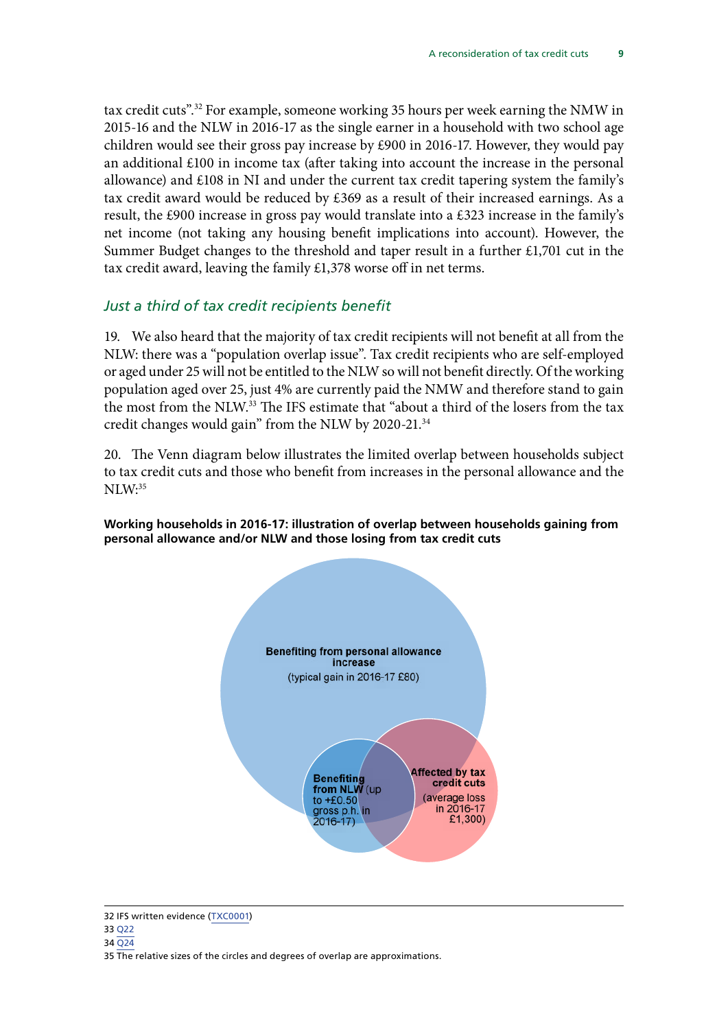tax credit cuts".[32] For example, someone working 35 hours per week earning the NMW in 2015-16 and the NLW in 2016-17 as the single earner in a household with two school age children would see their gross pay increase by £900 in 2016-17. However, they would pay an additional £100 in income tax (after taking into account the increase in the personal allowance) and £108 in NI and under the current tax credit tapering system the family's tax credit award would be reduced by £369 as a result of their increased earnings. As a result, the £900 increase in gross pay would translate into a £323 increase in the family's net income (not taking any housing benefit implications into account). However, the Summer Budget changes to the threshold and taper result in a further £1,701 cut in the tax credit award, leaving the family £1,378 worse off in net terms.

### *Just a third of tax credit recipients benefit*

19. We also heard that the majority of tax credit recipients will not benefit at all from the NLW: there was a "population overlap issue". Tax credit recipients who are self-employed or aged under 25 will not be entitled to the NLW so will not benefit directly. Of the working population aged over 25, just 4% are currently paid the NMW and therefore stand to gain the most from the NLW.[33] The IFS estimate that "about a third of the losers from the tax credit changes would gain" from the NLW by 2020-21.[34]

20. The Venn diagram below illustrates the limited overlap between households subject to tax credit cuts and those who benefit from increases in the personal allowance and the NLW:[35]

**Working households in 2016-17: illustration of overlap between households gaining from personal allowance and/or NLW and those losing from tax credit cuts**

**Benefiting from personal allowance increase** (typical gain in 2016-17 £80)

**Benefiting from NLW** (up to +£0.50 gross p.h. in 2016-17)

**Affected by tax credit cuts** (average loss in 2016-17 £1,300)

32 IFS written evidence (TXC0001)

33 Q22

34 Q24

35 The relative sizes of the circles and degrees of overlap are approximations.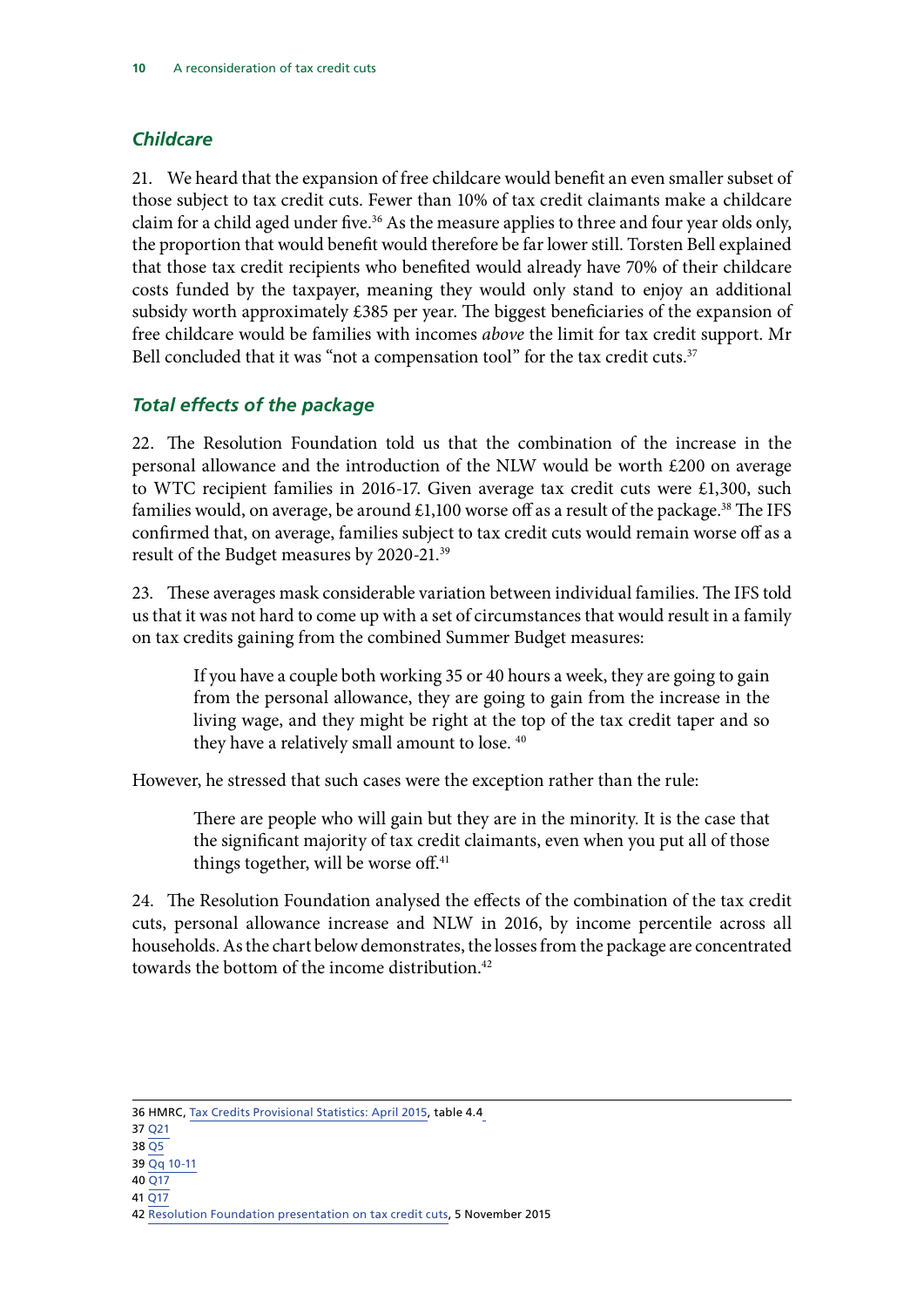### *Childcare*

21. We heard that the expansion of free childcare would benefit an even smaller subset of those subject to tax credit cuts. Fewer than 10% of tax credit claimants make a childcare claim for a child aged under five.[36] As the measure applies to three and four year olds only, the proportion that would benefit would therefore be far lower still. Torsten Bell explained that those tax credit recipients who benefited would already have 70% of their childcare costs funded by the taxpayer, meaning they would only stand to enjoy an additional subsidy worth approximately £385 per year. The biggest beneficiaries of the expansion of free childcare would be families with incomes *above* the limit for tax credit support. Mr Bell concluded that it was "not a compensation tool" for the tax credit cuts.[37]

### *Total effects of the package*

22. The Resolution Foundation told us that the combination of the increase in the personal allowance and the introduction of the NLW would be worth £200 on average to WTC recipient families in 2016-17. Given average tax credit cuts were £1,300, such families would, on average, be around £1,100 worse off as a result of the package.[38] The IFS confirmed that, on average, families subject to tax credit cuts would remain worse off as a result of the Budget measures by 2020-21.[39]

23. These averages mask considerable variation between individual families. The IFS told us that it was not hard to come up with a set of circumstances that would result in a family on tax credits gaining from the combined Summer Budget measures:

> If you have a couple both working 35 or 40 hours a week, they are going to gain from the personal allowance, they are going to gain from the increase in the living wage, and they might be right at the top of the tax credit taper and so they have a relatively small amount to lose. [40]

However, he stressed that such cases were the exception rather than the rule:

> There are people who will gain but they are in the minority. It is the case that the significant majority of tax credit claimants, even when you put all of those things together, will be worse off.[41]

24. The Resolution Foundation analysed the effects of the combination of the tax credit cuts, personal allowance increase and NLW in 2016, by income percentile across all households. As the chart below demonstrates, the losses from the package are concentrated towards the bottom of the income distribution.[42]

---

36 HMRC, Tax Credits Provisional Statistics: April 2015, table 4.4

37 Q21

38 Q5

39 Qq 10-11

40 Q17

41 Q17

42 Resolution Foundation presentation on tax credit cuts, 5 November 2015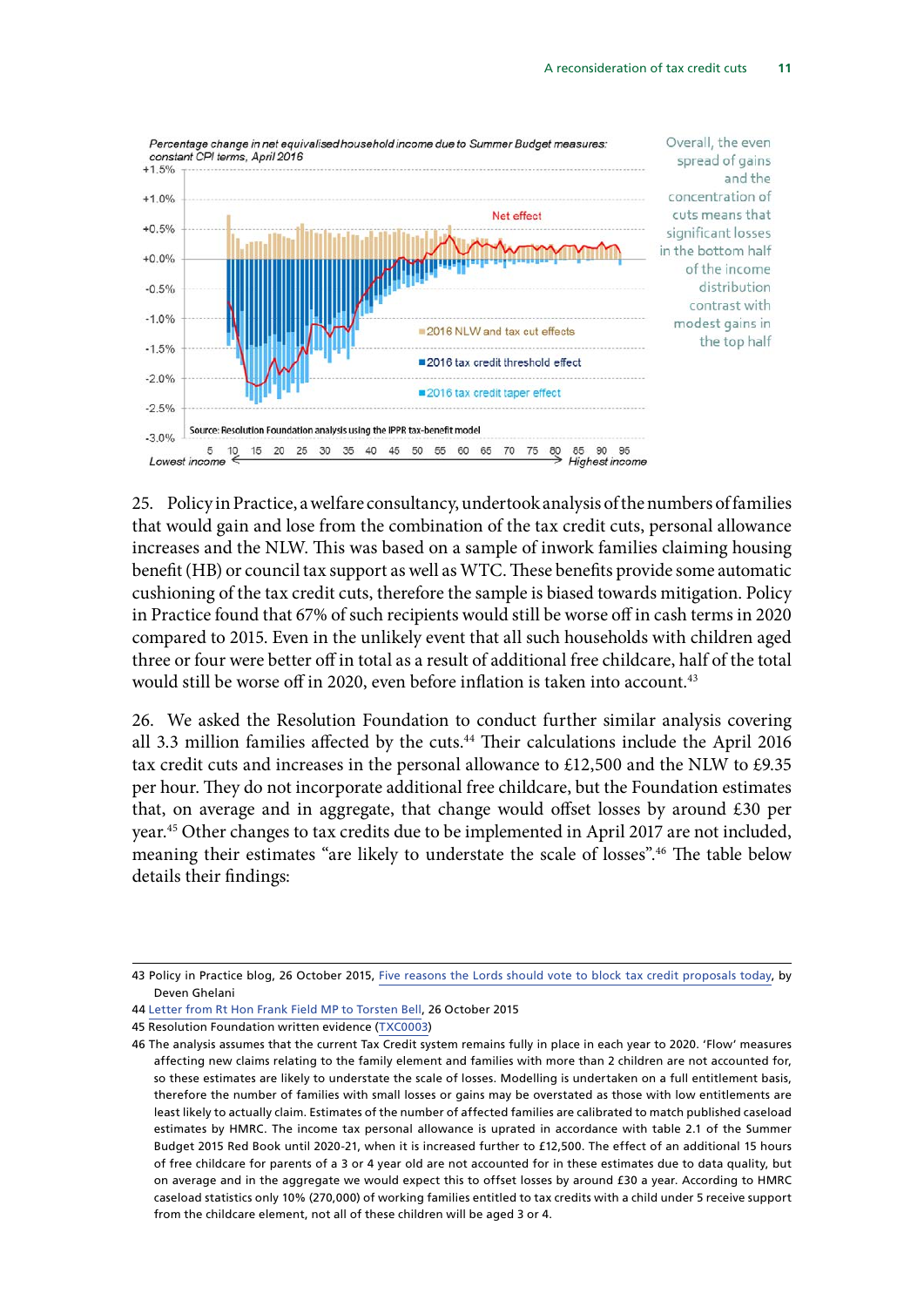*Percentage change in net equivalised household income due to Summer Budget measures: constant CPI terms, April 2016*

Net effect

- 2016 NLW and tax cut effects
- 2016 tax credit threshold effect
- 2016 tax credit taper effect

Source: Resolution Foundation analysis using the IPPR tax-benefit model

Lowest income ← → Highest income

> Overall, the even spread of gains and the concentration of cuts means that significant losses in the bottom half of the income distribution contrast with modest gains in the top half

25. Policy in Practice, a welfare consultancy, undertook analysis of the numbers of families that would gain and lose from the combination of the tax credit cuts, personal allowance increases and the NLW. This was based on a sample of inwork families claiming housing benefit (HB) or council tax support as well as WTC. These benefits provide some automatic cushioning of the tax credit cuts, therefore the sample is biased towards mitigation. Policy in Practice found that 67% of such recipients would still be worse off in cash terms in 2020 compared to 2015. Even in the unlikely event that all such households with children aged three or four were better off in total as a result of additional free childcare, half of the total would still be worse off in 2020, even before inflation is taken into account.[43]

26. We asked the Resolution Foundation to conduct further similar analysis covering all 3.3 million families affected by the cuts.[44] Their calculations include the April 2016 tax credit cuts and increases in the personal allowance to £12,500 and the NLW to £9.35 per hour. They do not incorporate additional free childcare, but the Foundation estimates that, on average and in aggregate, that change would offset losses by around £30 per year.[45] Other changes to tax credits due to be implemented in April 2017 are not included, meaning their estimates "are likely to understate the scale of losses".[46] The table below details their findings:

---

43 Policy in Practice blog, 26 October 2015, Five reasons the Lords should vote to block tax credit proposals today, by Deven Ghelani

44 Letter from Rt Hon Frank Field MP to Torsten Bell, 26 October 2015

45 Resolution Foundation written evidence (TXC0003)

46 The analysis assumes that the current Tax Credit system remains fully in place in each year to 2020. 'Flow' measures affecting new claims relating to the family element and families with more than 2 children are not accounted for, so these estimates are likely to understate the scale of losses. Modelling is undertaken on a full entitlement basis, therefore the number of families with small losses or gains may be overstated as those with low entitlements are least likely to actually claim. Estimates of the number of affected families are calibrated to match published caseload estimates by HMRC. The income tax personal allowance is uprated in accordance with table 2.1 of the Summer Budget 2015 Red Book until 2020-21, when it is increased further to £12,500. The effect of an additional 15 hours of free childcare for parents of a 3 or 4 year old are not accounted for in these estimates due to data quality, but on average and in the aggregate we would expect this to offset losses by around £30 a year. According to HMRC caseload statistics only 10% (270,000) of working families entitled to tax credits with a child under 5 receive support from the childcare element, not all of these children will be aged 3 or 4.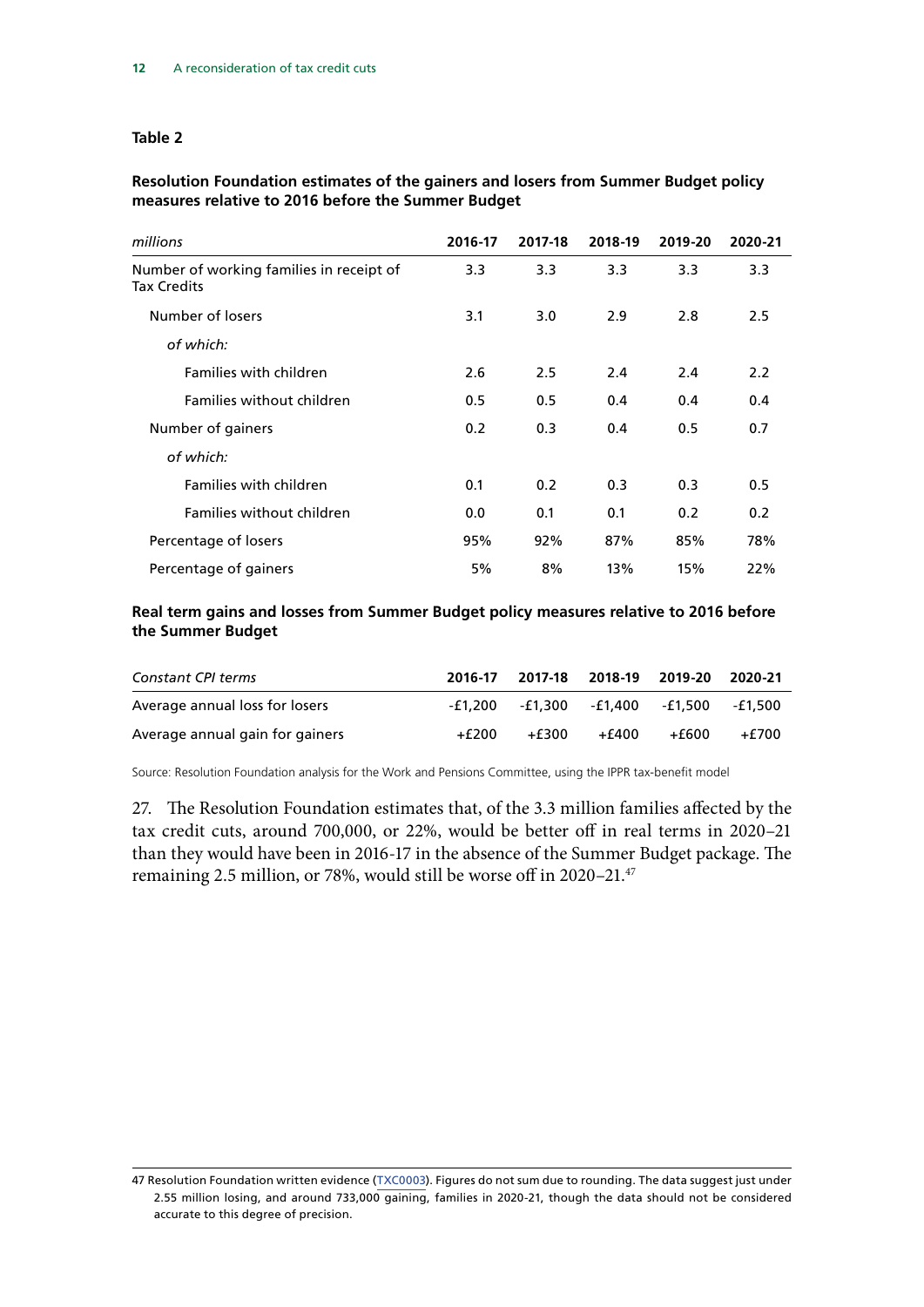#### Table 2

**Resolution Foundation estimates of the gainers and losers from Summer Budget policy measures relative to 2016 before the Summer Budget**

| *millions* | 2016-17 | 2017-18 | 2018-19 | 2019-20 | 2020-21 |
|---|---|---|---|---|---|
| Number of working families in receipt of Tax Credits | 3.3 | 3.3 | 3.3 | 3.3 | 3.3 |
| Number of losers | 3.1 | 3.0 | 2.9 | 2.8 | 2.5 |
| *of which:* | | | | | |
| Families with children | 2.6 | 2.5 | 2.4 | 2.4 | 2.2 |
| Families without children | 0.5 | 0.5 | 0.4 | 0.4 | 0.4 |
| Number of gainers | 0.2 | 0.3 | 0.4 | 0.5 | 0.7 |
| *of which:* | | | | | |
| Families with children | 0.1 | 0.2 | 0.3 | 0.3 | 0.5 |
| Families without children | 0.0 | 0.1 | 0.1 | 0.2 | 0.2 |
| Percentage of losers | 95% | 92% | 87% | 85% | 78% |
| Percentage of gainers | 5% | 8% | 13% | 15% | 22% |

**Real term gains and losses from Summer Budget policy measures relative to 2016 before the Summer Budget**

| *Constant CPI terms* | 2016-17 | 2017-18 | 2018-19 | 2019-20 | 2020-21 |
|---|---|---|---|---|---|
| Average annual loss for losers | -£1,200 | -£1,300 | -£1,400 | -£1,500 | -£1,500 |
| Average annual gain for gainers | +£200 | +£300 | +£400 | +£600 | +£700 |

Source: Resolution Foundation analysis for the Work and Pensions Committee, using the IPPR tax-benefit model

27. The Resolution Foundation estimates that, of the 3.3 million families affected by the tax credit cuts, around 700,000, or 22%, would be better off in real terms in 2020–21 than they would have been in 2016-17 in the absence of the Summer Budget package. The remaining 2.5 million, or 78%, would still be worse off in 2020–21.[47]

47 Resolution Foundation written evidence (TXC0003). Figures do not sum due to rounding. The data suggest just under 2.55 million losing, and around 733,000 gaining, families in 2020-21, though the data should not be considered accurate to this degree of precision.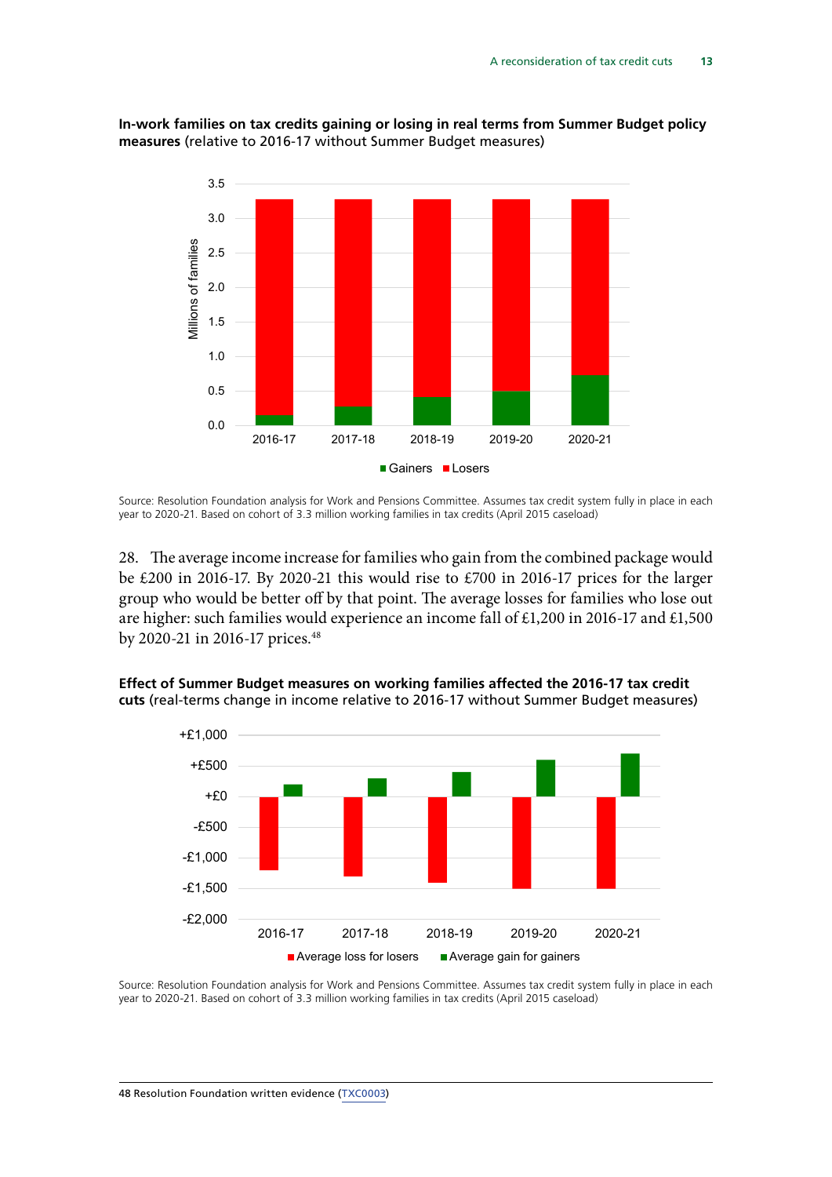**In-work families on tax credits gaining or losing in real terms from Summer Budget policy measures** (relative to 2016-17 without Summer Budget measures)

Source: Resolution Foundation analysis for Work and Pensions Committee. Assumes tax credit system fully in place in each year to 2020-21. Based on cohort of 3.3 million working families in tax credits (April 2015 caseload)

28. The average income increase for families who gain from the combined package would be £200 in 2016-17. By 2020-21 this would rise to £700 in 2016-17 prices for the larger group who would be better off by that point. The average losses for families who lose out are higher: such families would experience an income fall of £1,200 in 2016-17 and £1,500 by 2020-21 in 2016-17 prices.[48]

**Effect of Summer Budget measures on working families affected the 2016-17 tax credit cuts** (real-terms change in income relative to 2016-17 without Summer Budget measures)

Source: Resolution Foundation analysis for Work and Pensions Committee. Assumes tax credit system fully in place in each year to 2020-21. Based on cohort of 3.3 million working families in tax credits (April 2015 caseload)

48 Resolution Foundation written evidence (TXC0003)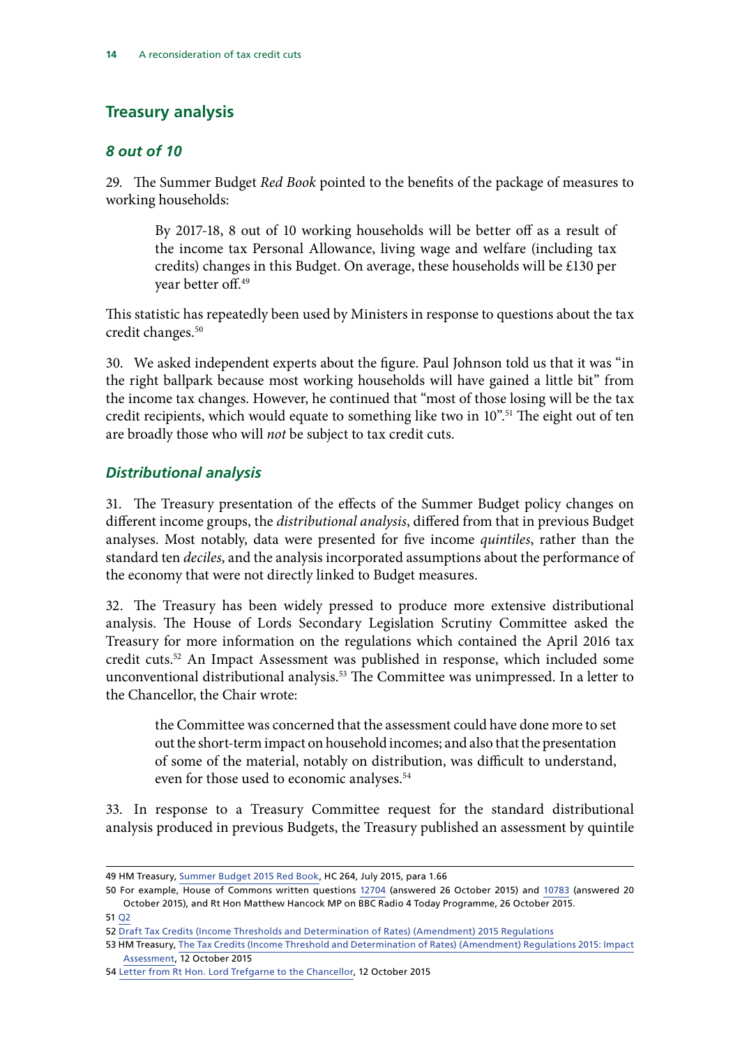## Treasury analysis

### *8 out of 10*

29. The Summer Budget *Red Book* pointed to the benefits of the package of measures to working households:

> By 2017-18, 8 out of 10 working households will be better off as a result of the income tax Personal Allowance, living wage and welfare (including tax credits) changes in this Budget. On average, these households will be £130 per year better off.[49]

This statistic has repeatedly been used by Ministers in response to questions about the tax credit changes.[50]

30. We asked independent experts about the figure. Paul Johnson told us that it was "in the right ballpark because most working households will have gained a little bit" from the income tax changes. However, he continued that "most of those losing will be the tax credit recipients, which would equate to something like two in 10".[51] The eight out of ten are broadly those who will *not* be subject to tax credit cuts.

### *Distributional analysis*

31. The Treasury presentation of the effects of the Summer Budget policy changes on different income groups, the *distributional analysis*, differed from that in previous Budget analyses. Most notably, data were presented for five income *quintiles*, rather than the standard ten *deciles*, and the analysis incorporated assumptions about the performance of the economy that were not directly linked to Budget measures.

32. The Treasury has been widely pressed to produce more extensive distributional analysis. The House of Lords Secondary Legislation Scrutiny Committee asked the Treasury for more information on the regulations which contained the April 2016 tax credit cuts.[52] An Impact Assessment was published in response, which included some unconventional distributional analysis.[53] The Committee was unimpressed. In a letter to the Chancellor, the Chair wrote:

> the Committee was concerned that the assessment could have done more to set out the short-term impact on household incomes; and also that the presentation of some of the material, notably on distribution, was difficult to understand, even for those used to economic analyses.[54]

33. In response to a Treasury Committee request for the standard distributional analysis produced in previous Budgets, the Treasury published an assessment by quintile

---

49 HM Treasury, Summer Budget 2015 Red Book, HC 264, July 2015, para 1.66

50 For example, House of Commons written questions 12704 (answered 26 October 2015) and 10783 (answered 20 October 2015), and Rt Hon Matthew Hancock MP on BBC Radio 4 Today Programme, 26 October 2015.

51 Q2

52 Draft Tax Credits (Income Thresholds and Determination of Rates) (Amendment) 2015 Regulations

53 HM Treasury, The Tax Credits (Income Threshold and Determination of Rates) (Amendment) Regulations 2015: Impact Assessment, 12 October 2015

54 Letter from Rt Hon. Lord Trefgarne to the Chancellor, 12 October 2015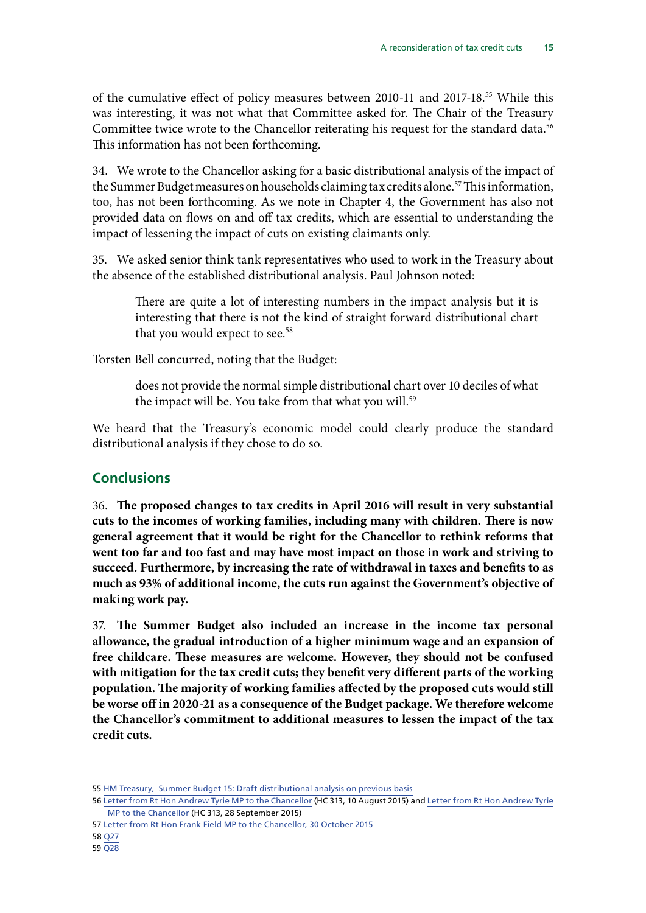of the cumulative effect of policy measures between 2010-11 and 2017-18.[55] While this was interesting, it was not what that Committee asked for. The Chair of the Treasury Committee twice wrote to the Chancellor reiterating his request for the standard data.[56] This information has not been forthcoming.

34. We wrote to the Chancellor asking for a basic distributional analysis of the impact of the Summer Budget measures on households claiming tax credits alone.[57] This information, too, has not been forthcoming. As we note in Chapter 4, the Government has also not provided data on flows on and off tax credits, which are essential to understanding the impact of lessening the impact of cuts on existing claimants only.

35. We asked senior think tank representatives who used to work in the Treasury about the absence of the established distributional analysis. Paul Johnson noted:

> There are quite a lot of interesting numbers in the impact analysis but it is interesting that there is not the kind of straight forward distributional chart that you would expect to see.[58]

Torsten Bell concurred, noting that the Budget:

> does not provide the normal simple distributional chart over 10 deciles of what the impact will be. You take from that what you will.[59]

We heard that the Treasury's economic model could clearly produce the standard distributional analysis if they chose to do so.

## Conclusions

36. **The proposed changes to tax credits in April 2016 will result in very substantial cuts to the incomes of working families, including many with children. There is now general agreement that it would be right for the Chancellor to rethink reforms that went too far and too fast and may have most impact on those in work and striving to succeed. Furthermore, by increasing the rate of withdrawal in taxes and benefits to as much as 93% of additional income, the cuts run against the Government's objective of making work pay.**

37. **The Summer Budget also included an increase in the income tax personal allowance, the gradual introduction of a higher minimum wage and an expansion of free childcare. These measures are welcome. However, they should not be confused with mitigation for the tax credit cuts; they benefit very different parts of the working population. The majority of working families affected by the proposed cuts would still be worse off in 2020-21 as a consequence of the Budget package. We therefore welcome the Chancellor's commitment to additional measures to lessen the impact of the tax credit cuts.**

---

55 HM Treasury, Summer Budget 15: Draft distributional analysis on previous basis

56 Letter from Rt Hon Andrew Tyrie MP to the Chancellor (HC 313, 10 August 2015) and Letter from Rt Hon Andrew Tyrie MP to the Chancellor (HC 313, 28 September 2015)

57 Letter from Rt Hon Frank Field MP to the Chancellor, 30 October 2015

58 Q27

59 Q28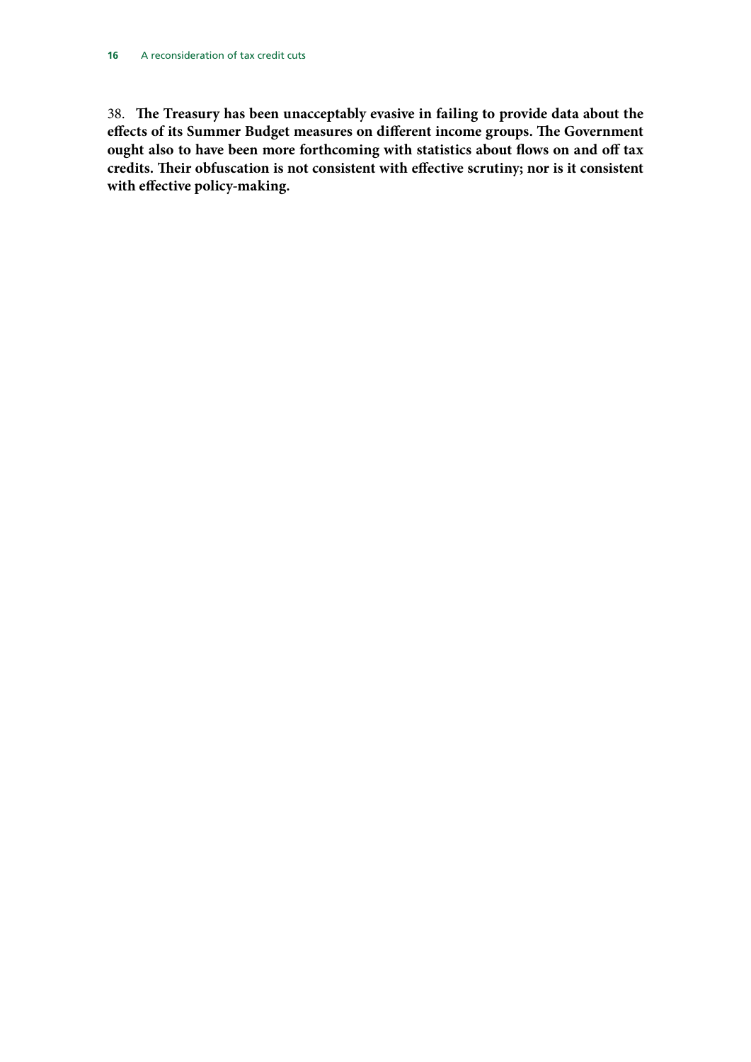38. **The Treasury has been unacceptably evasive in failing to provide data about the effects of its Summer Budget measures on different income groups. The Government ought also to have been more forthcoming with statistics about flows on and off tax credits. Their obfuscation is not consistent with effective scrutiny; nor is it consistent with effective policy-making.**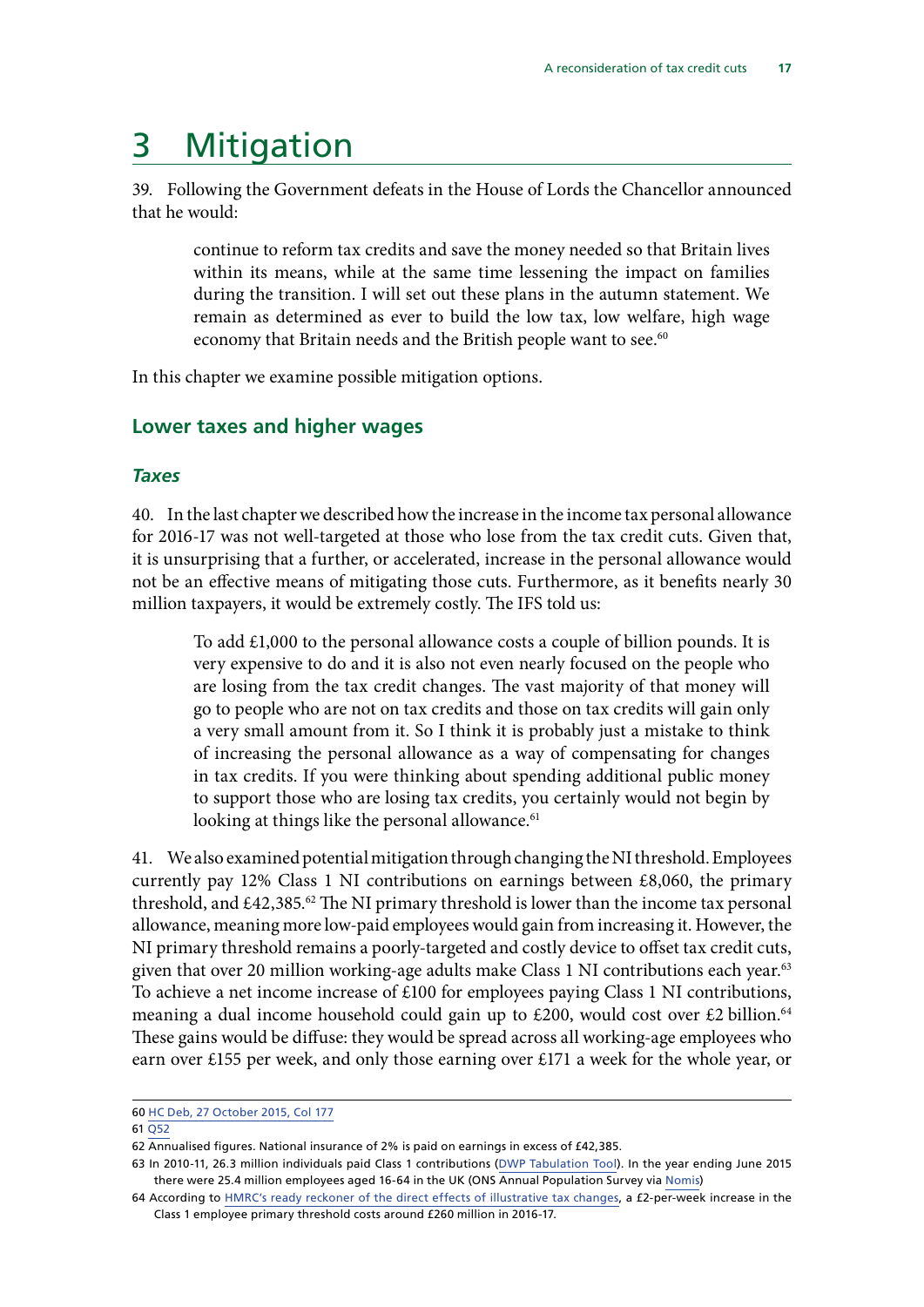# 3 Mitigation

39. Following the Government defeats in the House of Lords the Chancellor announced that he would:

> continue to reform tax credits and save the money needed so that Britain lives within its means, while at the same time lessening the impact on families during the transition. I will set out these plans in the autumn statement. We remain as determined as ever to build the low tax, low welfare, high wage economy that Britain needs and the British people want to see.[60]

In this chapter we examine possible mitigation options.

## Lower taxes and higher wages

### *Taxes*

40. In the last chapter we described how the increase in the income tax personal allowance for 2016-17 was not well-targeted at those who lose from the tax credit cuts. Given that, it is unsurprising that a further, or accelerated, increase in the personal allowance would not be an effective means of mitigating those cuts. Furthermore, as it benefits nearly 30 million taxpayers, it would be extremely costly. The IFS told us:

> To add £1,000 to the personal allowance costs a couple of billion pounds. It is very expensive to do and it is also not even nearly focused on the people who are losing from the tax credit changes. The vast majority of that money will go to people who are not on tax credits and those on tax credits will gain only a very small amount from it. So I think it is probably just a mistake to think of increasing the personal allowance as a way of compensating for changes in tax credits. If you were thinking about spending additional public money to support those who are losing tax credits, you certainly would not begin by looking at things like the personal allowance.[61]

41. We also examined potential mitigation through changing the NI threshold. Employees currently pay 12% Class 1 NI contributions on earnings between £8,060, the primary threshold, and £42,385.[62] The NI primary threshold is lower than the income tax personal allowance, meaning more low-paid employees would gain from increasing it. However, the NI primary threshold remains a poorly-targeted and costly device to offset tax credit cuts, given that over 20 million working-age adults make Class 1 NI contributions each year.[63] To achieve a net income increase of £100 for employees paying Class 1 NI contributions, meaning a dual income household could gain up to £200, would cost over £2 billion.[64] These gains would be diffuse: they would be spread across all working-age employees who earn over £155 per week, and only those earning over £171 a week for the whole year, or

---

60 HC Deb, 27 October 2015, Col 177

61 Q52

62 Annualised figures. National insurance of 2% is paid on earnings in excess of £42,385.

63 In 2010-11, 26.3 million individuals paid Class 1 contributions (DWP Tabulation Tool). In the year ending June 2015 there were 25.4 million employees aged 16-64 in the UK (ONS Annual Population Survey via Nomis)

64 According to HMRC's ready reckoner of the direct effects of illustrative tax changes, a £2-per-week increase in the Class 1 employee primary threshold costs around £260 million in 2016-17.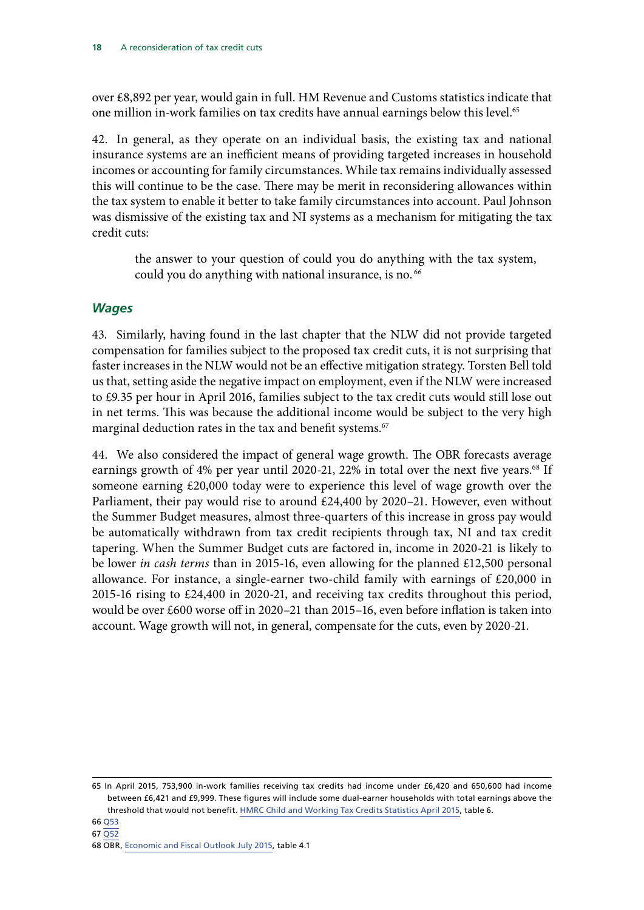over £8,892 per year, would gain in full. HM Revenue and Customs statistics indicate that one million in-work families on tax credits have annual earnings below this level.[65]

42. In general, as they operate on an individual basis, the existing tax and national insurance systems are an inefficient means of providing targeted increases in household incomes or accounting for family circumstances. While tax remains individually assessed this will continue to be the case. There may be merit in reconsidering allowances within the tax system to enable it better to take family circumstances into account. Paul Johnson was dismissive of the existing tax and NI systems as a mechanism for mitigating the tax credit cuts:

> the answer to your question of could you do anything with the tax system, could you do anything with national insurance, is no.[66]

### *Wages*

43. Similarly, having found in the last chapter that the NLW did not provide targeted compensation for families subject to the proposed tax credit cuts, it is not surprising that faster increases in the NLW would not be an effective mitigation strategy. Torsten Bell told us that, setting aside the negative impact on employment, even if the NLW were increased to £9.35 per hour in April 2016, families subject to the tax credit cuts would still lose out in net terms. This was because the additional income would be subject to the very high marginal deduction rates in the tax and benefit systems.[67]

44. We also considered the impact of general wage growth. The OBR forecasts average earnings growth of 4% per year until 2020-21, 22% in total over the next five years.[68] If someone earning £20,000 today were to experience this level of wage growth over the Parliament, their pay would rise to around £24,400 by 2020–21. However, even without the Summer Budget measures, almost three-quarters of this increase in gross pay would be automatically withdrawn from tax credit recipients through tax, NI and tax credit tapering. When the Summer Budget cuts are factored in, income in 2020-21 is likely to be lower *in cash terms* than in 2015-16, even allowing for the planned £12,500 personal allowance. For instance, a single-earner two-child family with earnings of £20,000 in 2015-16 rising to £24,400 in 2020-21, and receiving tax credits throughout this period, would be over £600 worse off in 2020–21 than 2015–16, even before inflation is taken into account. Wage growth will not, in general, compensate for the cuts, even by 2020-21.

---

65 In April 2015, 753,900 in-work families receiving tax credits had income under £6,420 and 650,600 had income between £6,421 and £9,999. These figures will include some dual-earner households with total earnings above the threshold that would not benefit. HMRC Child and Working Tax Credits Statistics April 2015, table 6.

66 Q53

67 Q52

68 OBR, Economic and Fiscal Outlook July 2015, table 4.1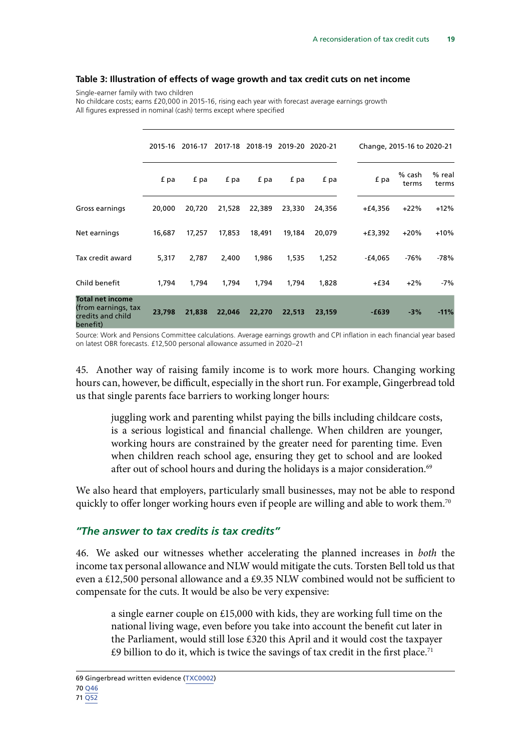**Table 3: Illustration of effects of wage growth and tax credit cuts on net income**

Single-earner family with two children
No childcare costs; earns £20,000 in 2015-16, rising each year with forecast average earnings growth
All figures expressed in nominal (cash) terms except where specified

| | 2015-16 | 2016-17 | 2017-18 | 2018-19 | 2019-20 | 2020-21 | Change, 2015-16 to 2020-21 | | |
|---|---|---|---|---|---|---|---|---|---|
| | £ pa | £ pa | £ pa | £ pa | £ pa | £ pa | £ pa | % cash terms | % real terms |
| Gross earnings | 20,000 | 20,720 | 21,528 | 22,389 | 23,330 | 24,356 | +£4,356 | +22% | +12% |
| Net earnings | 16,687 | 17,257 | 17,853 | 18,491 | 19,184 | 20,079 | +£3,392 | +20% | +10% |
| Tax credit award | 5,317 | 2,787 | 2,400 | 1,986 | 1,535 | 1,252 | -£4,065 | -76% | -78% |
| Child benefit | 1,794 | 1,794 | 1,794 | 1,794 | 1,794 | 1,828 | +£34 | +2% | -7% |
| **Total net income** (from earnings, tax credits and child benefit) | **23,798** | **21,838** | **22,046** | **22,270** | **22,513** | **23,159** | **-£639** | **-3%** | **-11%** |

Source: Work and Pensions Committee calculations. Average earnings growth and CPI inflation in each financial year based on latest OBR forecasts. £12,500 personal allowance assumed in 2020–21

45. Another way of raising family income is to work more hours. Changing working hours can, however, be difficult, especially in the short run. For example, Gingerbread told us that single parents face barriers to working longer hours:

> juggling work and parenting whilst paying the bills including childcare costs, is a serious logistical and financial challenge. When children are younger, working hours are constrained by the greater need for parenting time. Even when children reach school age, ensuring they get to school and are looked after out of school hours and during the holidays is a major consideration.[69]

We also heard that employers, particularly small businesses, may not be able to respond quickly to offer longer working hours even if people are willing and able to work them.[70]

### *"The answer to tax credits is tax credits"*

46. We asked our witnesses whether accelerating the planned increases in *both* the income tax personal allowance and NLW would mitigate the cuts. Torsten Bell told us that even a £12,500 personal allowance and a £9.35 NLW combined would not be sufficient to compensate for the cuts. It would be also be very expensive:

> a single earner couple on £15,000 with kids, they are working full time on the national living wage, even before you take into account the benefit cut later in the Parliament, would still lose £320 this April and it would cost the taxpayer £9 billion to do it, which is twice the savings of tax credit in the first place.[71]

69 Gingerbread written evidence (TXC0002)
70 Q46
71 Q52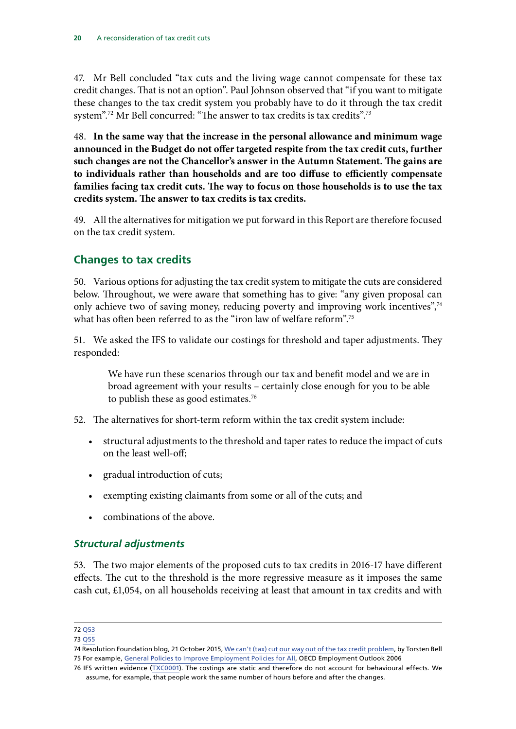47. Mr Bell concluded "tax cuts and the living wage cannot compensate for these tax credit changes. That is not an option". Paul Johnson observed that "if you want to mitigate these changes to the tax credit system you probably have to do it through the tax credit system".[72] Mr Bell concurred: "The answer to tax credits is tax credits".[73]

48. **In the same way that the increase in the personal allowance and minimum wage announced in the Budget do not offer targeted respite from the tax credit cuts, further such changes are not the Chancellor's answer in the Autumn Statement. The gains are to individuals rather than households and are too diffuse to efficiently compensate families facing tax credit cuts. The way to focus on those households is to use the tax credits system. The answer to tax credits is tax credits.**

49. All the alternatives for mitigation we put forward in this Report are therefore focused on the tax credit system.

## Changes to tax credits

50. Various options for adjusting the tax credit system to mitigate the cuts are considered below. Throughout, we were aware that something has to give: "any given proposal can only achieve two of saving money, reducing poverty and improving work incentives",[74] what has often been referred to as the "iron law of welfare reform".[75]

51. We asked the IFS to validate our costings for threshold and taper adjustments. They responded:

> We have run these scenarios through our tax and benefit model and we are in broad agreement with your results – certainly close enough for you to be able to publish these as good estimates.[76]

52. The alternatives for short-term reform within the tax credit system include:

- structural adjustments to the threshold and taper rates to reduce the impact of cuts on the least well-off;
- gradual introduction of cuts;
- exempting existing claimants from some or all of the cuts; and
- combinations of the above.

### *Structural adjustments*

53. The two major elements of the proposed cuts to tax credits in 2016-17 have different effects. The cut to the threshold is the more regressive measure as it imposes the same cash cut, £1,054, on all households receiving at least that amount in tax credits and with

---

72 Q53

73 Q55

74 Resolution Foundation blog, 21 October 2015, We can't (tax) cut our way out of the tax credit problem, by Torsten Bell

75 For example, General Policies to Improve Employment Policies for All, OECD Employment Outlook 2006

76 IFS written evidence (TXC0001). The costings are static and therefore do not account for behavioural effects. We assume, for example, that people work the same number of hours before and after the changes.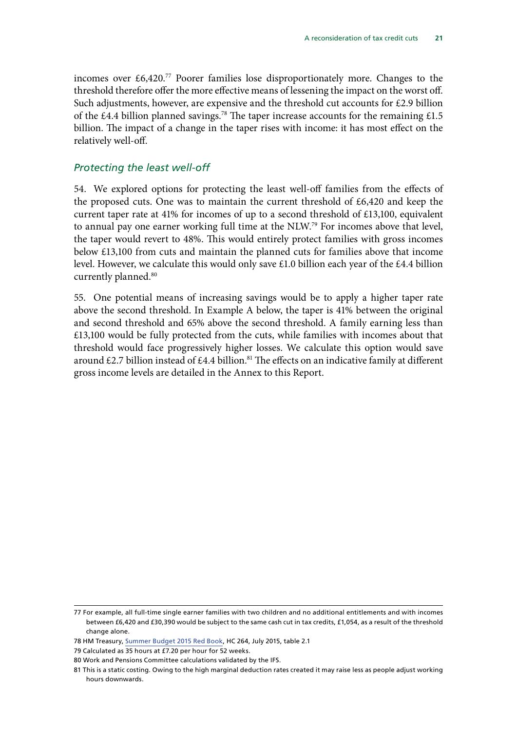incomes over £6,420.[77] Poorer families lose disproportionately more. Changes to the threshold therefore offer the more effective means of lessening the impact on the worst off. Such adjustments, however, are expensive and the threshold cut accounts for £2.9 billion of the £4.4 billion planned savings.[78] The taper increase accounts for the remaining £1.5 billion. The impact of a change in the taper rises with income: it has most effect on the relatively well-off.

### *Protecting the least well-off*

54. We explored options for protecting the least well-off families from the effects of the proposed cuts. One was to maintain the current threshold of £6,420 and keep the current taper rate at 41% for incomes of up to a second threshold of £13,100, equivalent to annual pay one earner working full time at the NLW.[79] For incomes above that level, the taper would revert to 48%. This would entirely protect families with gross incomes below £13,100 from cuts and maintain the planned cuts for families above that income level. However, we calculate this would only save £1.0 billion each year of the £4.4 billion currently planned.[80]

55. One potential means of increasing savings would be to apply a higher taper rate above the second threshold. In Example A below, the taper is 41% between the original and second threshold and 65% above the second threshold. A family earning less than £13,100 would be fully protected from the cuts, while families with incomes about that threshold would face progressively higher losses. We calculate this option would save around £2.7 billion instead of £4.4 billion.[81] The effects on an indicative family at different gross income levels are detailed in the Annex to this Report.

---

77 For example, all full-time single earner families with two children and no additional entitlements and with incomes between £6,420 and £30,390 would be subject to the same cash cut in tax credits, £1,054, as a result of the threshold change alone.

78 HM Treasury, Summer Budget 2015 Red Book, HC 264, July 2015, table 2.1

79 Calculated as 35 hours at £7.20 per hour for 52 weeks.

80 Work and Pensions Committee calculations validated by the IFS.

81 This is a static costing. Owing to the high marginal deduction rates created it may raise less as people adjust working hours downwards.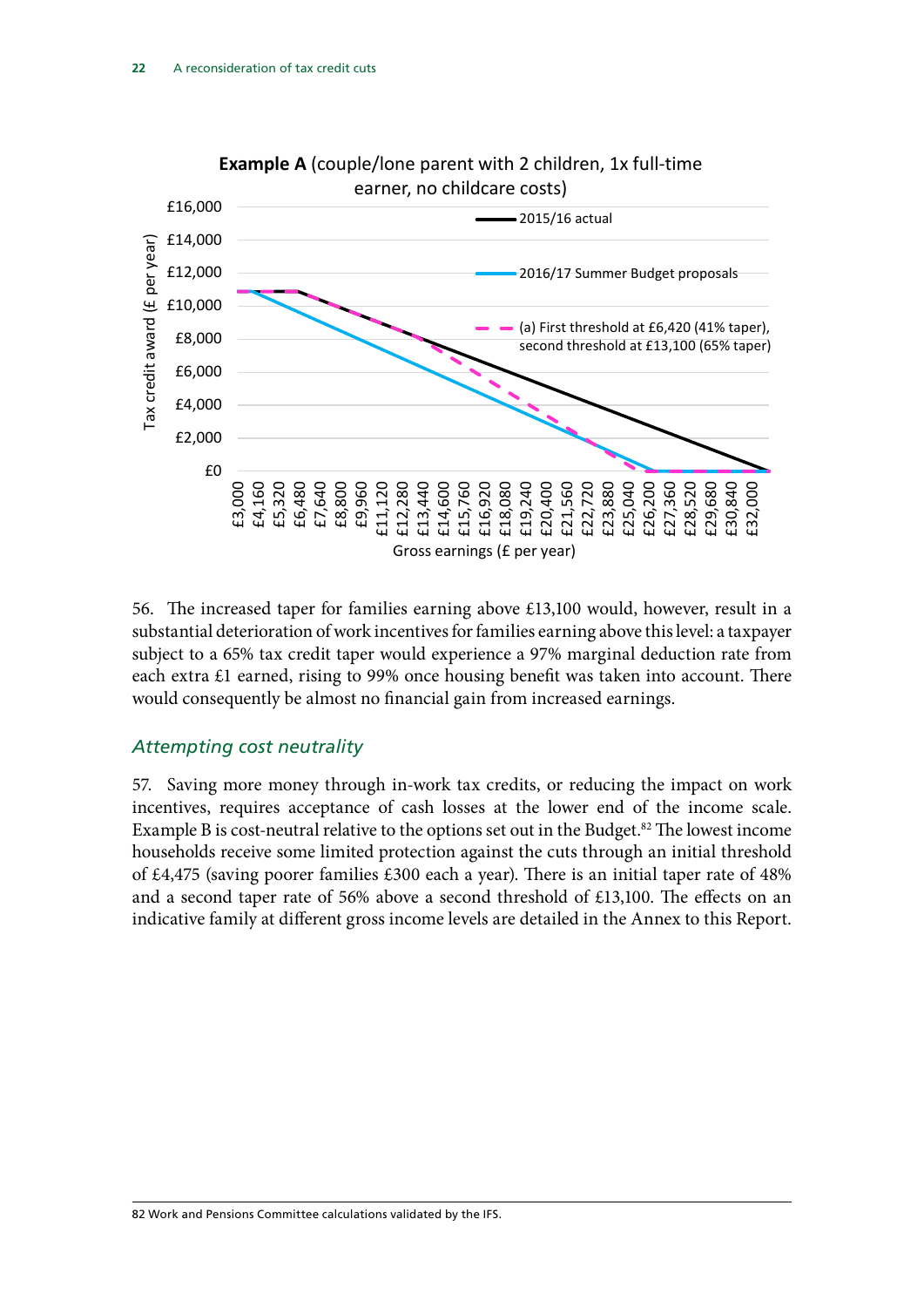**Example A** (couple/lone parent with 2 children, 1x full-time earner, no childcare costs)

Tax credit award (£ per year)

£16,000
£14,000
£12,000
£10,000
£8,000
£6,000
£4,000
£2,000
£0

2015/16 actual

2016/17 Summer Budget proposals

(a) First threshold at £6,420 (41% taper), second threshold at £13,100 (65% taper)

£3,000 £4,160 £5,320 £6,480 £7,640 £8,800 £9,960 £11,120 £12,280 £13,440 £14,600 £15,760 £16,920 £18,080 £19,240 £20,400 £21,560 £22,720 £23,880 £25,040 £26,200 £27,360 £28,520 £29,680 £30,840 £32,000

Gross earnings (£ per year)

56. The increased taper for families earning above £13,100 would, however, result in a substantial deterioration of work incentives for families earning above this level: a taxpayer subject to a 65% tax credit taper would experience a 97% marginal deduction rate from each extra £1 earned, rising to 99% once housing benefit was taken into account. There would consequently be almost no financial gain from increased earnings.

### *Attempting cost neutrality*

57. Saving more money through in-work tax credits, or reducing the impact on work incentives, requires acceptance of cash losses at the lower end of the income scale. Example B is cost-neutral relative to the options set out in the Budget.[82] The lowest income households receive some limited protection against the cuts through an initial threshold of £4,475 (saving poorer families £300 each a year). There is an initial taper rate of 48% and a second taper rate of 56% above a second threshold of £13,100. The effects on an indicative family at different gross income levels are detailed in the Annex to this Report.

82 Work and Pensions Committee calculations validated by the IFS.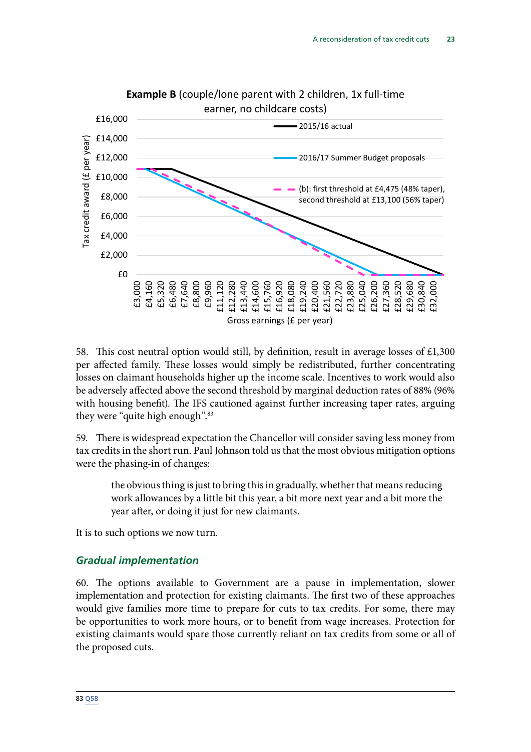**Example B** (couple/lone parent with 2 children, 1x full-time earner, no childcare costs)

58. This cost neutral option would still, by definition, result in average losses of £1,300 per affected family. These losses would simply be redistributed, further concentrating losses on claimant households higher up the income scale. Incentives to work would also be adversely affected above the second threshold by marginal deduction rates of 88% (96% with housing benefit). The IFS cautioned against further increasing taper rates, arguing they were "quite high enough".[83]

59. There is widespread expectation the Chancellor will consider saving less money from tax credits in the short run. Paul Johnson told us that the most obvious mitigation options were the phasing-in of changes:

> the obvious thing is just to bring this in gradually, whether that means reducing work allowances by a little bit this year, a bit more next year and a bit more the year after, or doing it just for new claimants.

It is to such options we now turn.

### *Gradual implementation*

60. The options available to Government are a pause in implementation, slower implementation and protection for existing claimants. The first two of these approaches would give families more time to prepare for cuts to tax credits. For some, there may be opportunities to work more hours, or to benefit from wage increases. Protection for existing claimants would spare those currently reliant on tax credits from some or all of the proposed cuts.

83 Q58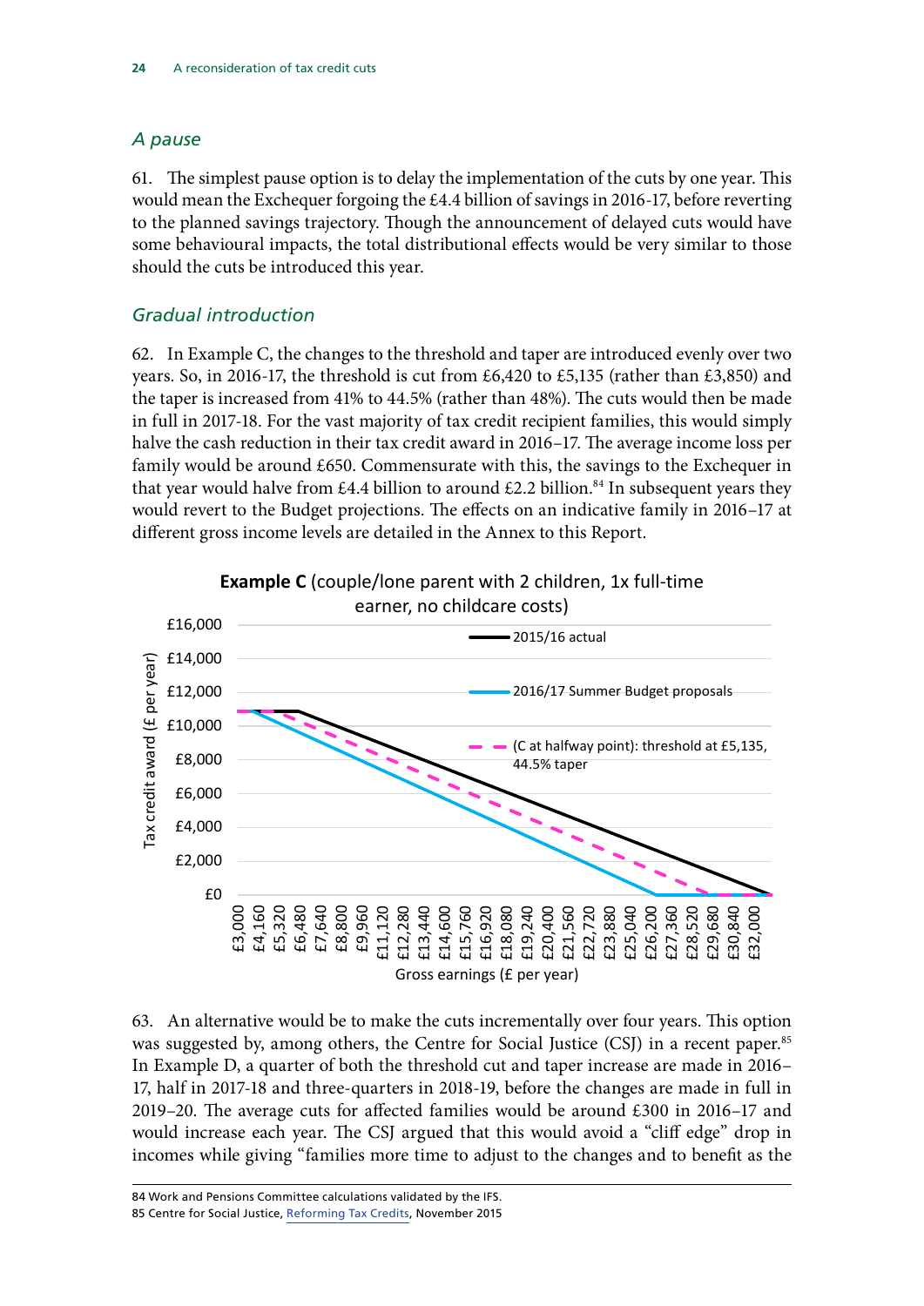### *A pause*

61. The simplest pause option is to delay the implementation of the cuts by one year. This would mean the Exchequer forgoing the £4.4 billion of savings in 2016-17, before reverting to the planned savings trajectory. Though the announcement of delayed cuts would have some behavioural impacts, the total distributional effects would be very similar to those should the cuts be introduced this year.

### *Gradual introduction*

62. In Example C, the changes to the threshold and taper are introduced evenly over two years. So, in 2016-17, the threshold is cut from £6,420 to £5,135 (rather than £3,850) and the taper is increased from 41% to 44.5% (rather than 48%). The cuts would then be made in full in 2017-18. For the vast majority of tax credit recipient families, this would simply halve the cash reduction in their tax credit award in 2016–17. The average income loss per family would be around £650. Commensurate with this, the savings to the Exchequer in that year would halve from £4.4 billion to around £2.2 billion.[84] In subsequent years they would revert to the Budget projections. The effects on an indicative family in 2016–17 at different gross income levels are detailed in the Annex to this Report.

**Example C** (couple/lone parent with 2 children, 1x full-time earner, no childcare costs)

Legend: 2015/16 actual; 2016/17 Summer Budget proposals; (C at halfway point): threshold at £5,135, 44.5% taper

Y-axis: Tax credit award (£ per year) — £0 to £16,000
X-axis: Gross earnings (£ per year) — £3,000 to £32,000

63. An alternative would be to make the cuts incrementally over four years. This option was suggested by, among others, the Centre for Social Justice (CSJ) in a recent paper.[85] In Example D, a quarter of both the threshold cut and taper increase are made in 2016–17, half in 2017-18 and three-quarters in 2018-19, before the changes are made in full in 2019–20. The average cuts for affected families would be around £300 in 2016–17 and would increase each year. The CSJ argued that this would avoid a "cliff edge" drop in incomes while giving "families more time to adjust to the changes and to benefit as the

---

84 Work and Pensions Committee calculations validated by the IFS.
85 Centre for Social Justice, Reforming Tax Credits, November 2015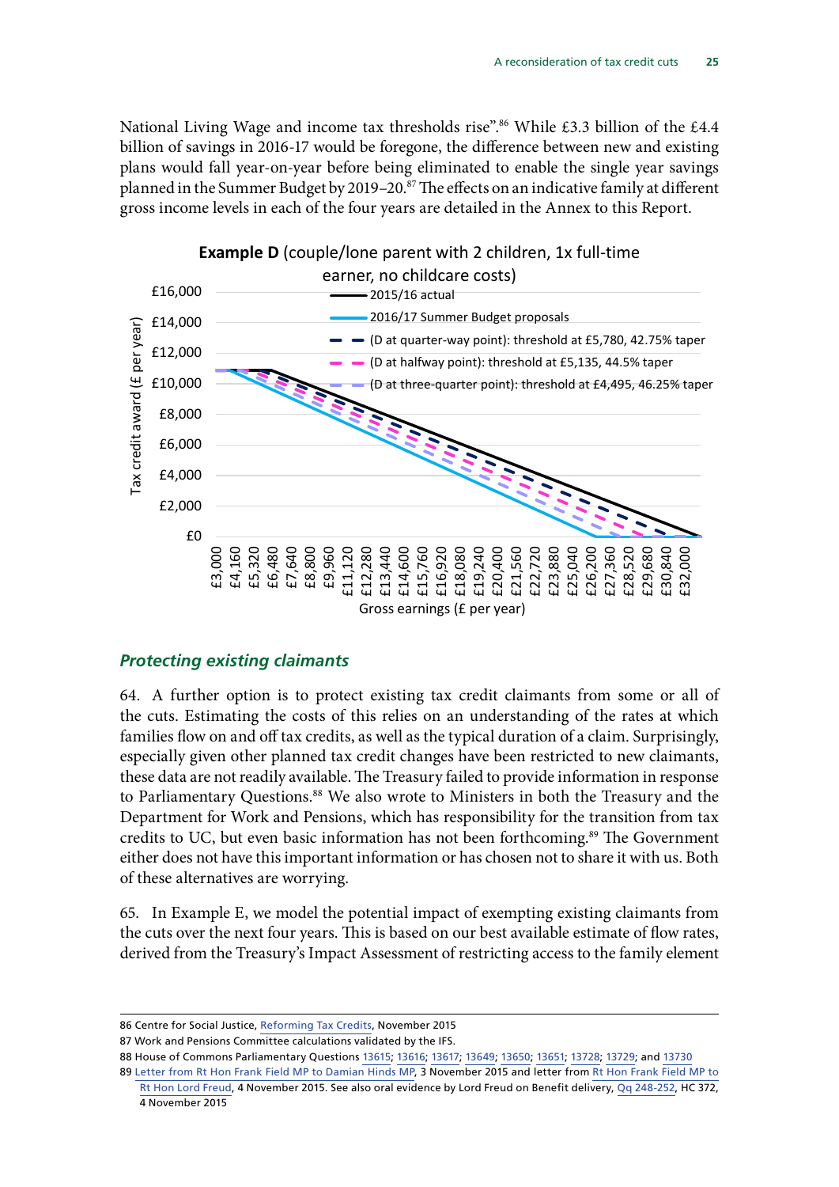National Living Wage and income tax thresholds rise".[86] While £3.3 billion of the £4.4 billion of savings in 2016-17 would be foregone, the difference between new and existing plans would fall year-on-year before being eliminated to enable the single year savings planned in the Summer Budget by 2019–20.[87] The effects on an indicative family at different gross income levels in each of the four years are detailed in the Annex to this Report.

**Example D** (couple/lone parent with 2 children, 1x full-time earner, no childcare costs)

Legend:
- 2015/16 actual
- 2016/17 Summer Budget proposals
- (D at quarter-way point): threshold at £5,780, 42.75% taper
- (D at halfway point): threshold at £5,135, 44.5% taper
- (D at three-quarter point): threshold at £4,495, 46.25% taper

Y-axis: Tax credit award (£ per year) — £0 to £16,000

X-axis: Gross earnings (£ per year) — £3,000 to £32,000

## *Protecting existing claimants*

64. A further option is to protect existing tax credit claimants from some or all of the cuts. Estimating the costs of this relies on an understanding of the rates at which families flow on and off tax credits, as well as the typical duration of a claim. Surprisingly, especially given other planned tax credit changes have been restricted to new claimants, these data are not readily available. The Treasury failed to provide information in response to Parliamentary Questions.[88] We also wrote to Ministers in both the Treasury and the Department for Work and Pensions, which has responsibility for the transition from tax credits to UC, but even basic information has not been forthcoming.[89] The Government either does not have this important information or has chosen not to share it with us. Both of these alternatives are worrying.

65. In Example E, we model the potential impact of exempting existing claimants from the cuts over the next four years. This is based on our best available estimate of flow rates, derived from the Treasury's Impact Assessment of restricting access to the family element

---

86 Centre for Social Justice, Reforming Tax Credits, November 2015

87 Work and Pensions Committee calculations validated by the IFS.

88 House of Commons Parliamentary Questions 13615; 13616; 13617; 13649; 13650; 13651; 13728; 13729; and 13730

89 Letter from Rt Hon Frank Field MP to Damian Hinds MP, 3 November 2015 and letter from Rt Hon Frank Field MP to Rt Hon Lord Freud, 4 November 2015. See also oral evidence by Lord Freud on Benefit delivery, Qq 248-252, HC 372, 4 November 2015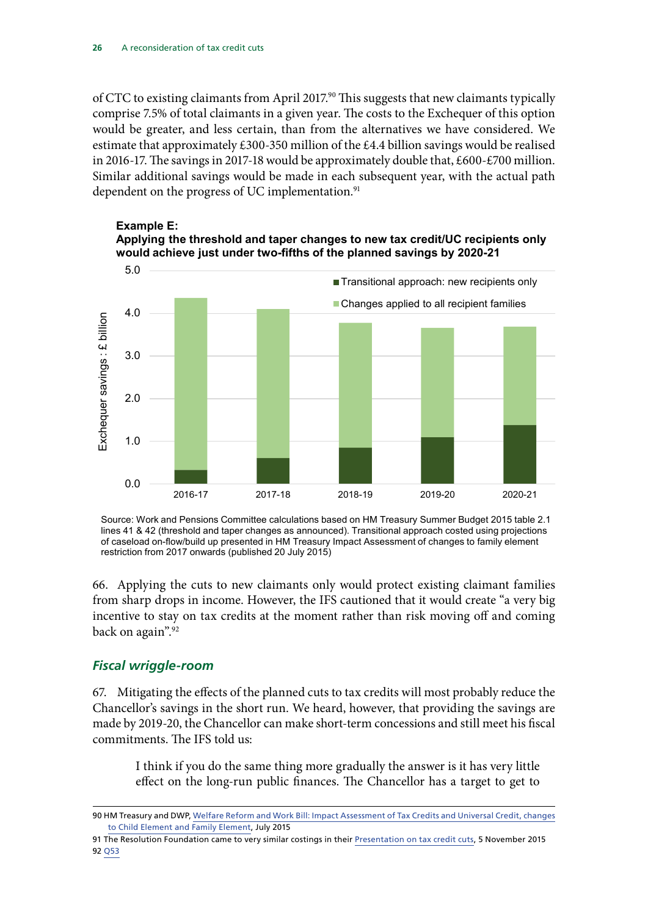of CTC to existing claimants from April 2017.[90] This suggests that new claimants typically comprise 7.5% of total claimants in a given year. The costs to the Exchequer of this option would be greater, and less certain, than from the alternatives we have considered. We estimate that approximately £300-350 million of the £4.4 billion savings would be realised in 2016-17. The savings in 2017-18 would be approximately double that, £600-£700 million. Similar additional savings would be made in each subsequent year, with the actual path dependent on the progress of UC implementation.[91]

**Example E:**
**Applying the threshold and taper changes to new tax credit/UC recipients only would achieve just under two-fifths of the planned savings by 2020-21**

Source: Work and Pensions Committee calculations based on HM Treasury Summer Budget 2015 table 2.1 lines 41 & 42 (threshold and taper changes as announced). Transitional approach costed using projections of caseload on-flow/build up presented in HM Treasury Impact Assessment of changes to family element restriction from 2017 onwards (published 20 July 2015)

66. Applying the cuts to new claimants only would protect existing claimant families from sharp drops in income. However, the IFS cautioned that it would create "a very big incentive to stay on tax credits at the moment rather than risk moving off and coming back on again".[92]

### *Fiscal wriggle-room*

67. Mitigating the effects of the planned cuts to tax credits will most probably reduce the Chancellor's savings in the short run. We heard, however, that providing the savings are made by 2019-20, the Chancellor can make short-term concessions and still meet his fiscal commitments. The IFS told us:

> I think if you do the same thing more gradually the answer is it has very little effect on the long-run public finances. The Chancellor has a target to get to

---

90 HM Treasury and DWP, Welfare Reform and Work Bill: Impact Assessment of Tax Credits and Universal Credit, changes to Child Element and Family Element, July 2015

91 The Resolution Foundation came to very similar costings in their Presentation on tax credit cuts, 5 November 2015

92 Q53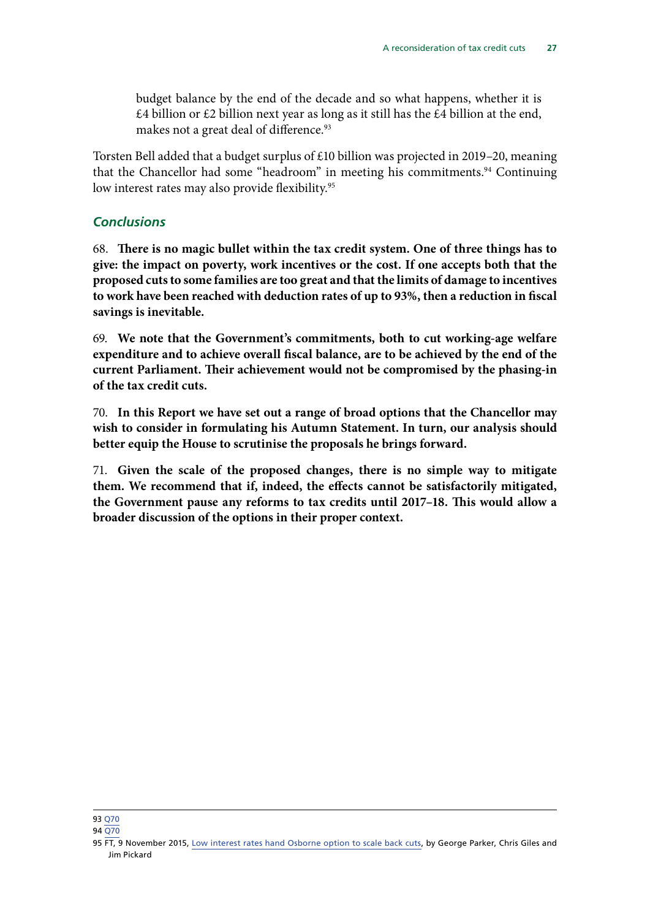budget balance by the end of the decade and so what happens, whether it is £4 billion or £2 billion next year as long as it still has the £4 billion at the end, makes not a great deal of difference.[93]

Torsten Bell added that a budget surplus of £10 billion was projected in 2019–20, meaning that the Chancellor had some "headroom" in meeting his commitments.[94] Continuing low interest rates may also provide flexibility.[95]

### *Conclusions*

68. **There is no magic bullet within the tax credit system. One of three things has to give: the impact on poverty, work incentives or the cost. If one accepts both that the proposed cuts to some families are too great and that the limits of damage to incentives to work have been reached with deduction rates of up to 93%, then a reduction in fiscal savings is inevitable.**

69. **We note that the Government's commitments, both to cut working-age welfare expenditure and to achieve overall fiscal balance, are to be achieved by the end of the current Parliament. Their achievement would not be compromised by the phasing-in of the tax credit cuts.**

70. **In this Report we have set out a range of broad options that the Chancellor may wish to consider in formulating his Autumn Statement. In turn, our analysis should better equip the House to scrutinise the proposals he brings forward.**

71. **Given the scale of the proposed changes, there is no simple way to mitigate them. We recommend that if, indeed, the effects cannot be satisfactorily mitigated, the Government pause any reforms to tax credits until 2017–18. This would allow a broader discussion of the options in their proper context.**

---

93 Q70

94 Q70

95 FT, 9 November 2015, Low interest rates hand Osborne option to scale back cuts, by George Parker, Chris Giles and Jim Pickard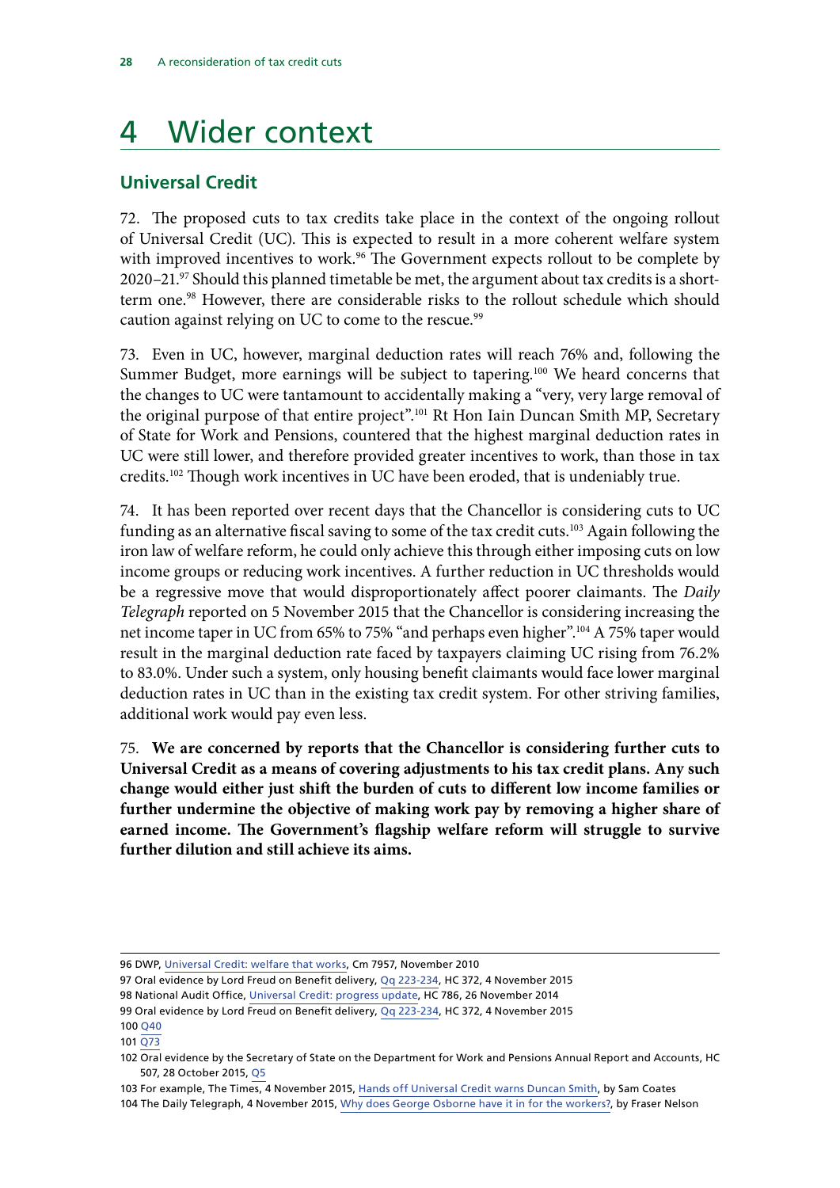# 4 Wider context

## Universal Credit

72. The proposed cuts to tax credits take place in the context of the ongoing rollout of Universal Credit (UC). This is expected to result in a more coherent welfare system with improved incentives to work.[96] The Government expects rollout to be complete by 2020–21.[97] Should this planned timetable be met, the argument about tax credits is a short-term one.[98] However, there are considerable risks to the rollout schedule which should caution against relying on UC to come to the rescue.[99]

73. Even in UC, however, marginal deduction rates will reach 76% and, following the Summer Budget, more earnings will be subject to tapering.[100] We heard concerns that the changes to UC were tantamount to accidentally making a "very, very large removal of the original purpose of that entire project".[101] Rt Hon Iain Duncan Smith MP, Secretary of State for Work and Pensions, countered that the highest marginal deduction rates in UC were still lower, and therefore provided greater incentives to work, than those in tax credits.[102] Though work incentives in UC have been eroded, that is undeniably true.

74. It has been reported over recent days that the Chancellor is considering cuts to UC funding as an alternative fiscal saving to some of the tax credit cuts.[103] Again following the iron law of welfare reform, he could only achieve this through either imposing cuts on low income groups or reducing work incentives. A further reduction in UC thresholds would be a regressive move that would disproportionately affect poorer claimants. The *Daily Telegraph* reported on 5 November 2015 that the Chancellor is considering increasing the net income taper in UC from 65% to 75% "and perhaps even higher".[104] A 75% taper would result in the marginal deduction rate faced by taxpayers claiming UC rising from 76.2% to 83.0%. Under such a system, only housing benefit claimants would face lower marginal deduction rates in UC than in the existing tax credit system. For other striving families, additional work would pay even less.

75. **We are concerned by reports that the Chancellor is considering further cuts to Universal Credit as a means of covering adjustments to his tax credit plans. Any such change would either just shift the burden of cuts to different low income families or further undermine the objective of making work pay by removing a higher share of earned income. The Government's flagship welfare reform will struggle to survive further dilution and still achieve its aims.**

---

96 DWP, Universal Credit: welfare that works, Cm 7957, November 2010

97 Oral evidence by Lord Freud on Benefit delivery, Qq 223-234, HC 372, 4 November 2015

98 National Audit Office, Universal Credit: progress update, HC 786, 26 November 2014

99 Oral evidence by Lord Freud on Benefit delivery, Qq 223-234, HC 372, 4 November 2015

100 Q40

101 Q73

102 Oral evidence by the Secretary of State on the Department for Work and Pensions Annual Report and Accounts, HC 507, 28 October 2015, Q5

103 For example, The Times, 4 November 2015, Hands off Universal Credit warns Duncan Smith, by Sam Coates

104 The Daily Telegraph, 4 November 2015, Why does George Osborne have it in for the workers?, by Fraser Nelson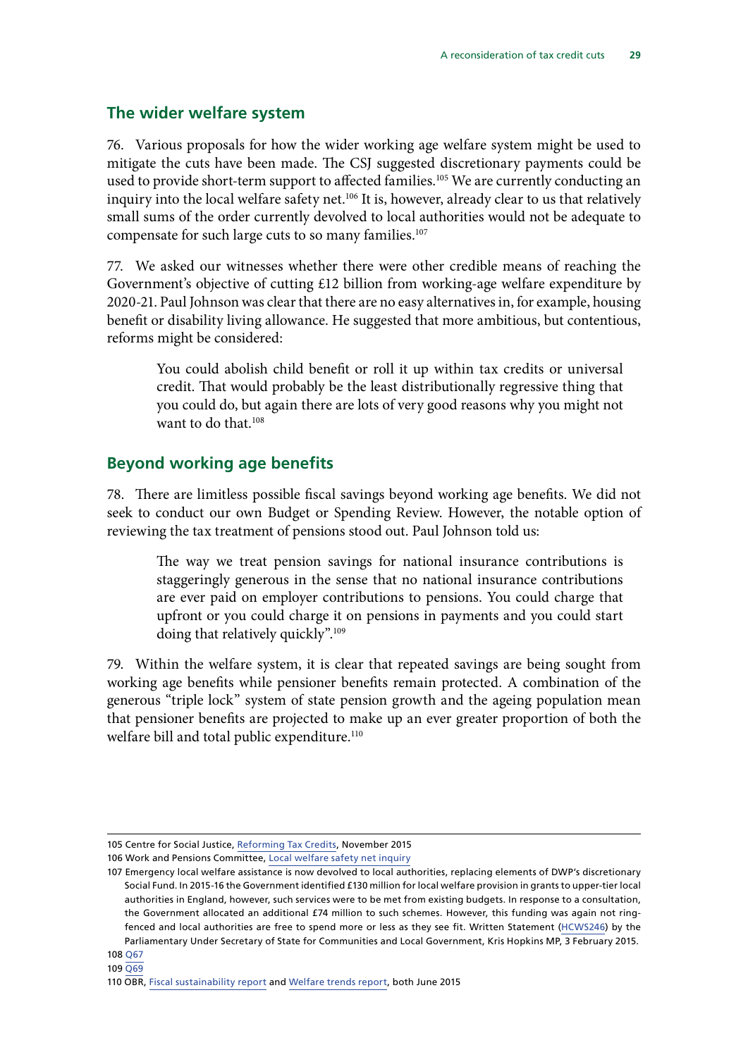## The wider welfare system

76. Various proposals for how the wider working age welfare system might be used to mitigate the cuts have been made. The CSJ suggested discretionary payments could be used to provide short-term support to affected families.[105] We are currently conducting an inquiry into the local welfare safety net.[106] It is, however, already clear to us that relatively small sums of the order currently devolved to local authorities would not be adequate to compensate for such large cuts to so many families.[107]

77. We asked our witnesses whether there were other credible means of reaching the Government's objective of cutting £12 billion from working-age welfare expenditure by 2020-21. Paul Johnson was clear that there are no easy alternatives in, for example, housing benefit or disability living allowance. He suggested that more ambitious, but contentious, reforms might be considered:

> You could abolish child benefit or roll it up within tax credits or universal credit. That would probably be the least distributionally regressive thing that you could do, but again there are lots of very good reasons why you might not want to do that.[108]

## Beyond working age benefits

78. There are limitless possible fiscal savings beyond working age benefits. We did not seek to conduct our own Budget or Spending Review. However, the notable option of reviewing the tax treatment of pensions stood out. Paul Johnson told us:

> The way we treat pension savings for national insurance contributions is staggeringly generous in the sense that no national insurance contributions are ever paid on employer contributions to pensions. You could charge that upfront or you could charge it on pensions in payments and you could start doing that relatively quickly".[109]

79. Within the welfare system, it is clear that repeated savings are being sought from working age benefits while pensioner benefits remain protected. A combination of the generous "triple lock" system of state pension growth and the ageing population mean that pensioner benefits are projected to make up an ever greater proportion of both the welfare bill and total public expenditure.[110]

---

105 Centre for Social Justice, Reforming Tax Credits, November 2015

106 Work and Pensions Committee, Local welfare safety net inquiry

107 Emergency local welfare assistance is now devolved to local authorities, replacing elements of DWP's discretionary Social Fund. In 2015-16 the Government identified £130 million for local welfare provision in grants to upper-tier local authorities in England, however, such services were to be met from existing budgets. In response to a consultation, the Government allocated an additional £74 million to such schemes. However, this funding was again not ring-fenced and local authorities are free to spend more or less as they see fit. Written Statement (HCWS246) by the Parliamentary Under Secretary of State for Communities and Local Government, Kris Hopkins MP, 3 February 2015.

108 Q67

109 Q69

110 OBR, Fiscal sustainability report and Welfare trends report, both June 2015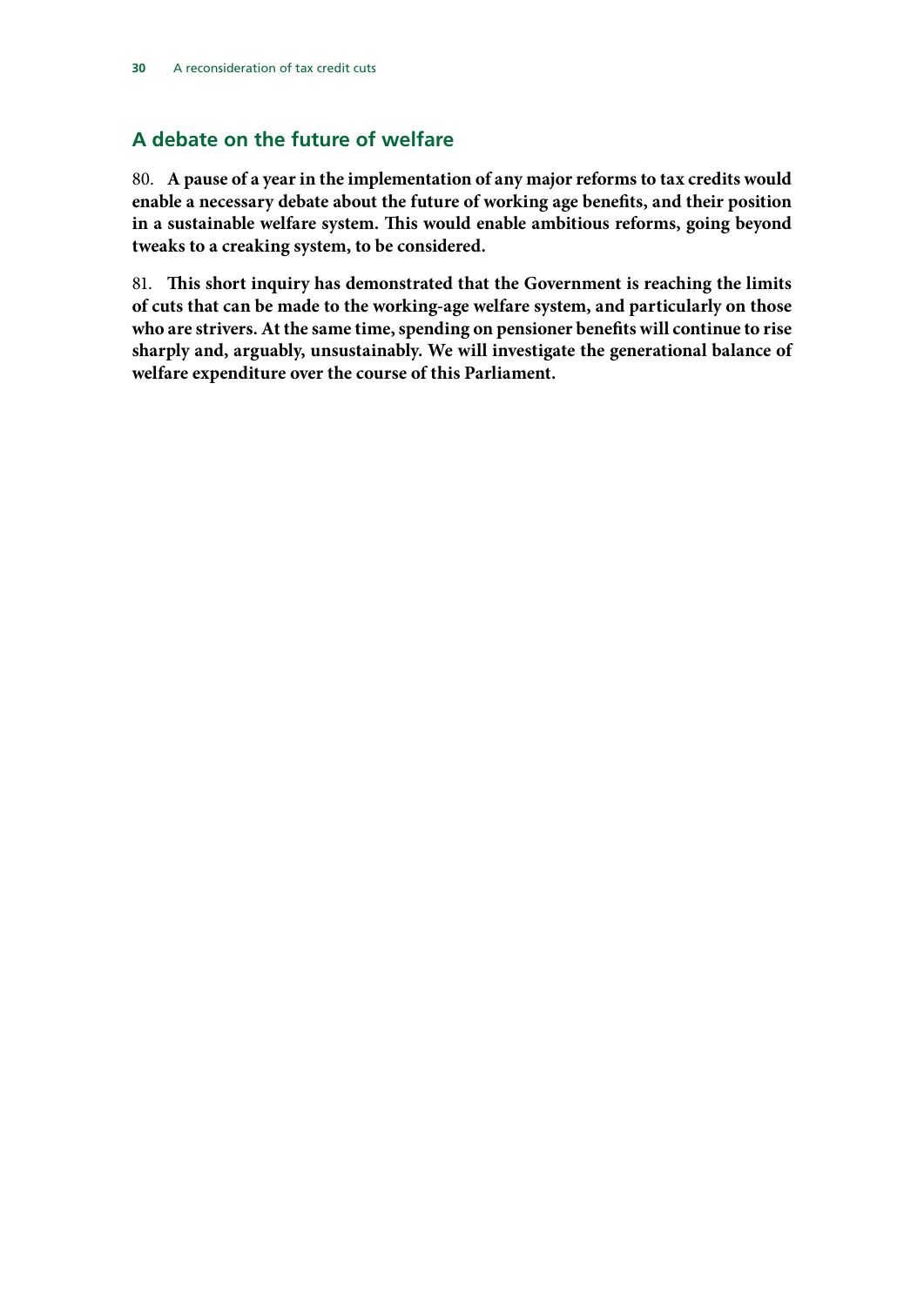## A debate on the future of welfare

80. **A pause of a year in the implementation of any major reforms to tax credits would enable a necessary debate about the future of working age benefits, and their position in a sustainable welfare system. This would enable ambitious reforms, going beyond tweaks to a creaking system, to be considered.**

81. **This short inquiry has demonstrated that the Government is reaching the limits of cuts that can be made to the working-age welfare system, and particularly on those who are strivers. At the same time, spending on pensioner benefits will continue to rise sharply and, arguably, unsustainably. We will investigate the generational balance of welfare expenditure over the course of this Parliament.**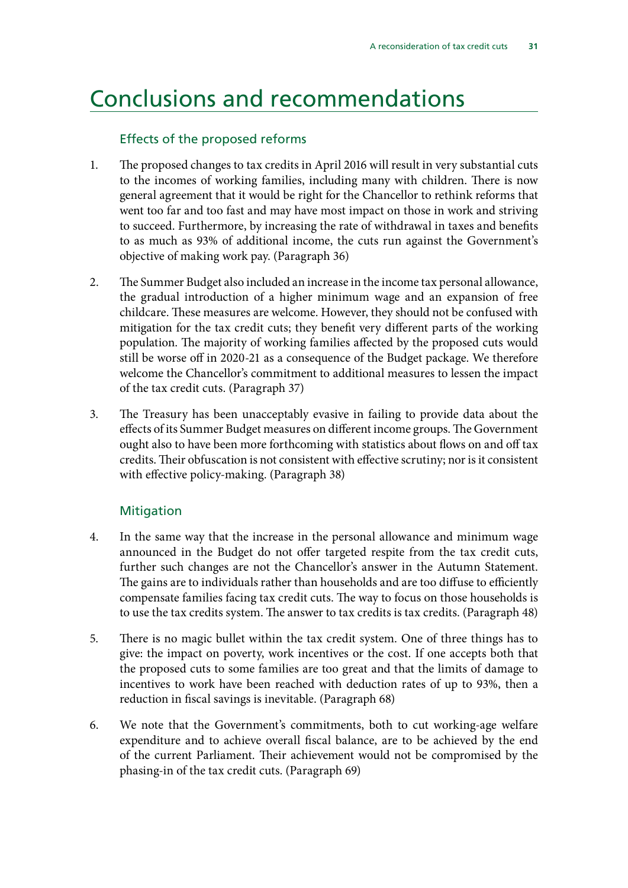# Conclusions and recommendations

## Effects of the proposed reforms

1. The proposed changes to tax credits in April 2016 will result in very substantial cuts to the incomes of working families, including many with children. There is now general agreement that it would be right for the Chancellor to rethink reforms that went too far and too fast and may have most impact on those in work and striving to succeed. Furthermore, by increasing the rate of withdrawal in taxes and benefits to as much as 93% of additional income, the cuts run against the Government's objective of making work pay. (Paragraph 36)

2. The Summer Budget also included an increase in the income tax personal allowance, the gradual introduction of a higher minimum wage and an expansion of free childcare. These measures are welcome. However, they should not be confused with mitigation for the tax credit cuts; they benefit very different parts of the working population. The majority of working families affected by the proposed cuts would still be worse off in 2020-21 as a consequence of the Budget package. We therefore welcome the Chancellor's commitment to additional measures to lessen the impact of the tax credit cuts. (Paragraph 37)

3. The Treasury has been unacceptably evasive in failing to provide data about the effects of its Summer Budget measures on different income groups. The Government ought also to have been more forthcoming with statistics about flows on and off tax credits. Their obfuscation is not consistent with effective scrutiny; nor is it consistent with effective policy-making. (Paragraph 38)

## Mitigation

4. In the same way that the increase in the personal allowance and minimum wage announced in the Budget do not offer targeted respite from the tax credit cuts, further such changes are not the Chancellor's answer in the Autumn Statement. The gains are to individuals rather than households and are too diffuse to efficiently compensate families facing tax credit cuts. The way to focus on those households is to use the tax credits system. The answer to tax credits is tax credits. (Paragraph 48)

5. There is no magic bullet within the tax credit system. One of three things has to give: the impact on poverty, work incentives or the cost. If one accepts both that the proposed cuts to some families are too great and that the limits of damage to incentives to work have been reached with deduction rates of up to 93%, then a reduction in fiscal savings is inevitable. (Paragraph 68)

6. We note that the Government's commitments, both to cut working-age welfare expenditure and to achieve overall fiscal balance, are to be achieved by the end of the current Parliament. Their achievement would not be compromised by the phasing-in of the tax credit cuts. (Paragraph 69)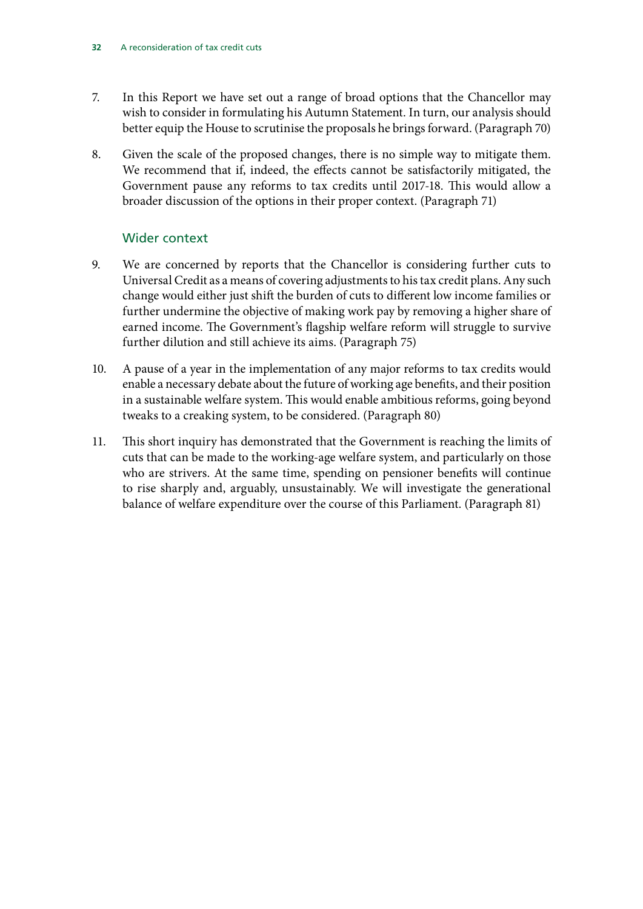7. In this Report we have set out a range of broad options that the Chancellor may wish to consider in formulating his Autumn Statement. In turn, our analysis should better equip the House to scrutinise the proposals he brings forward. (Paragraph 70)

8. Given the scale of the proposed changes, there is no simple way to mitigate them. We recommend that if, indeed, the effects cannot be satisfactorily mitigated, the Government pause any reforms to tax credits until 2017-18. This would allow a broader discussion of the options in their proper context. (Paragraph 71)

### Wider context

9. We are concerned by reports that the Chancellor is considering further cuts to Universal Credit as a means of covering adjustments to his tax credit plans. Any such change would either just shift the burden of cuts to different low income families or further undermine the objective of making work pay by removing a higher share of earned income. The Government's flagship welfare reform will struggle to survive further dilution and still achieve its aims. (Paragraph 75)

10. A pause of a year in the implementation of any major reforms to tax credits would enable a necessary debate about the future of working age benefits, and their position in a sustainable welfare system. This would enable ambitious reforms, going beyond tweaks to a creaking system, to be considered. (Paragraph 80)

11. This short inquiry has demonstrated that the Government is reaching the limits of cuts that can be made to the working-age welfare system, and particularly on those who are strivers. At the same time, spending on pensioner benefits will continue to rise sharply and, arguably, unsustainably. We will investigate the generational balance of welfare expenditure over the course of this Parliament. (Paragraph 81)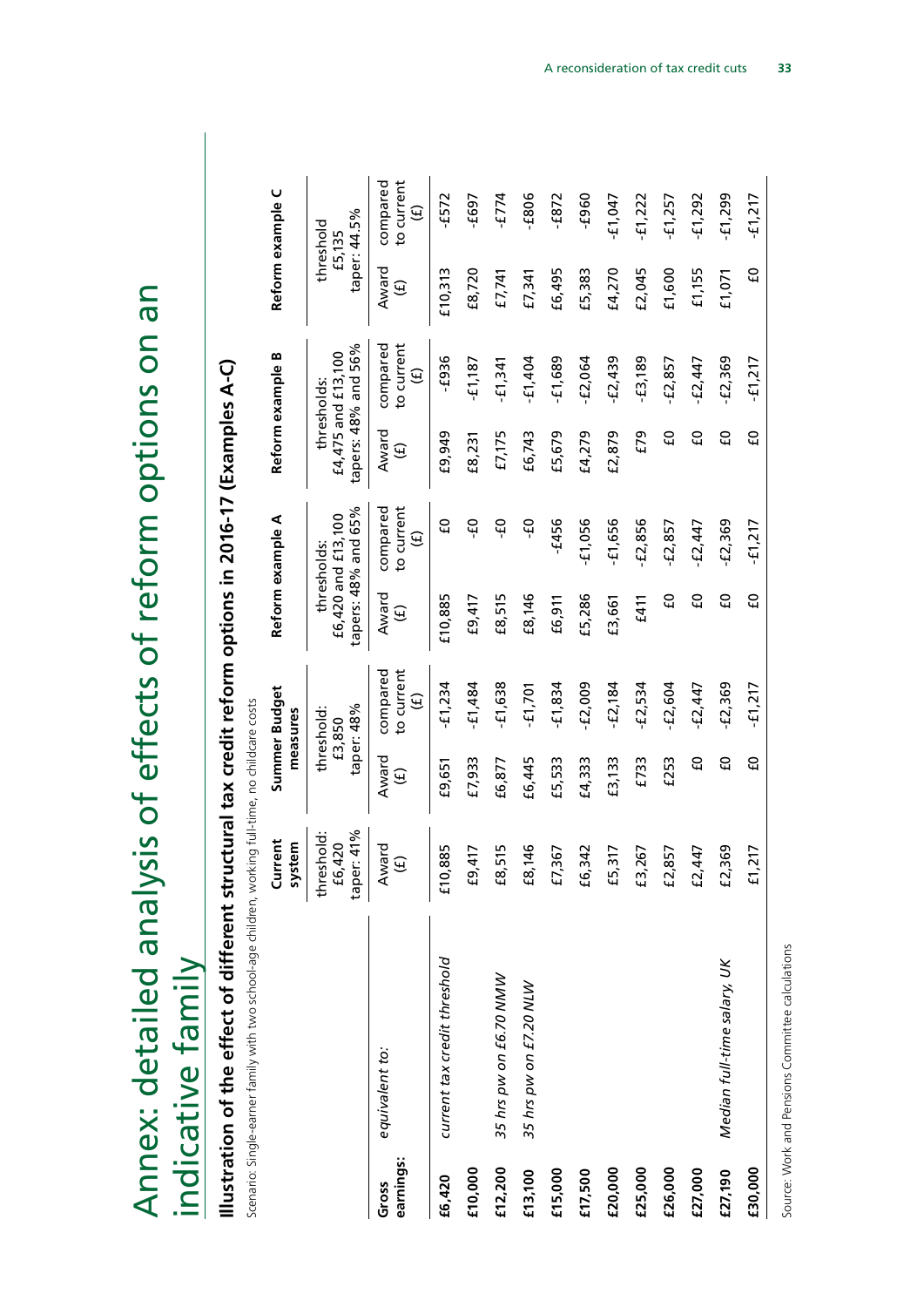# Annex: detailed analysis of effects of reform options on an indicative family

**Illustration of the effect of different structural tax credit reform options in 2016-17 (Examples A-C)**

Scenario: Single-earner family with two school-age children, working full-time, no childcare costs

| Gross earnings: | equivalent to: | Current system | Summer Budget measures | | Reform example A | | Reform example B | | Reform example C | |
|---|---|---|---|---|---|---|---|---|---|---|
| | | threshold: £6,420 taper: 41% | threshold: £3,850 taper: 48% | | thresholds: £6,420 and £13,100 tapers: 48% and 65% | | thresholds: £4,475 and £13,100 tapers: 48% and 56% | | threshold £5,135 taper: 44.5% | |
| | | Award (£) | Award (£) | compared to current (£) | Award (£) | compared to current (£) | Award (£) | compared to current (£) | Award (£) | compared to current (£) |
| **£6,420** | *current tax credit threshold* | £10,885 | £9,651 | -£1,234 | £10,885 | £0 | £9,949 | -£936 | £10,313 | -£572 |
| **£10,000** | | £9,417 | £7,933 | -£1,484 | £9,417 | -£0 | £8,231 | -£1,187 | £8,720 | -£697 |
| **£12,200** | *35 hrs pw on £6.70 NMW* | £8,515 | £6,877 | -£1,638 | £8,515 | -£0 | £7,175 | -£1,341 | £7,741 | -£774 |
| **£13,100** | *35 hrs pw on £7.20 NLW* | £8,146 | £6,445 | -£1,701 | £8,146 | -£0 | £6,743 | -£1,404 | £7,341 | -£806 |
| **£15,000** | | £7,367 | £5,533 | -£1,834 | £6,911 | -£456 | £5,679 | -£1,689 | £6,495 | -£872 |
| **£17,500** | | £6,342 | £4,333 | -£2,009 | £5,286 | -£1,056 | £4,279 | -£2,064 | £5,383 | -£960 |
| **£20,000** | | £5,317 | £3,133 | -£2,184 | £3,661 | -£1,656 | £2,879 | -£2,439 | £4,270 | -£1,047 |
| **£25,000** | | £3,267 | £733 | -£2,534 | £411 | -£2,856 | £79 | -£3,189 | £2,045 | -£1,222 |
| **£26,000** | | £2,857 | £253 | -£2,604 | £0 | -£2,857 | £0 | -£2,857 | £1,600 | -£1,257 |
| **£27,000** | | £2,447 | £0 | -£2,447 | £0 | -£2,447 | £0 | -£2,447 | £1,155 | -£1,292 |
| **£27,190** | *Median full-time salary, UK* | £2,369 | £0 | -£2,369 | £0 | -£2,369 | £0 | -£2,369 | £1,071 | -£1,299 |
| **£30,000** | | £1,217 | £0 | -£1,217 | £0 | -£1,217 | £0 | -£1,217 | £0 | -£1,217 |

Source: Work and Pensions Committee calculations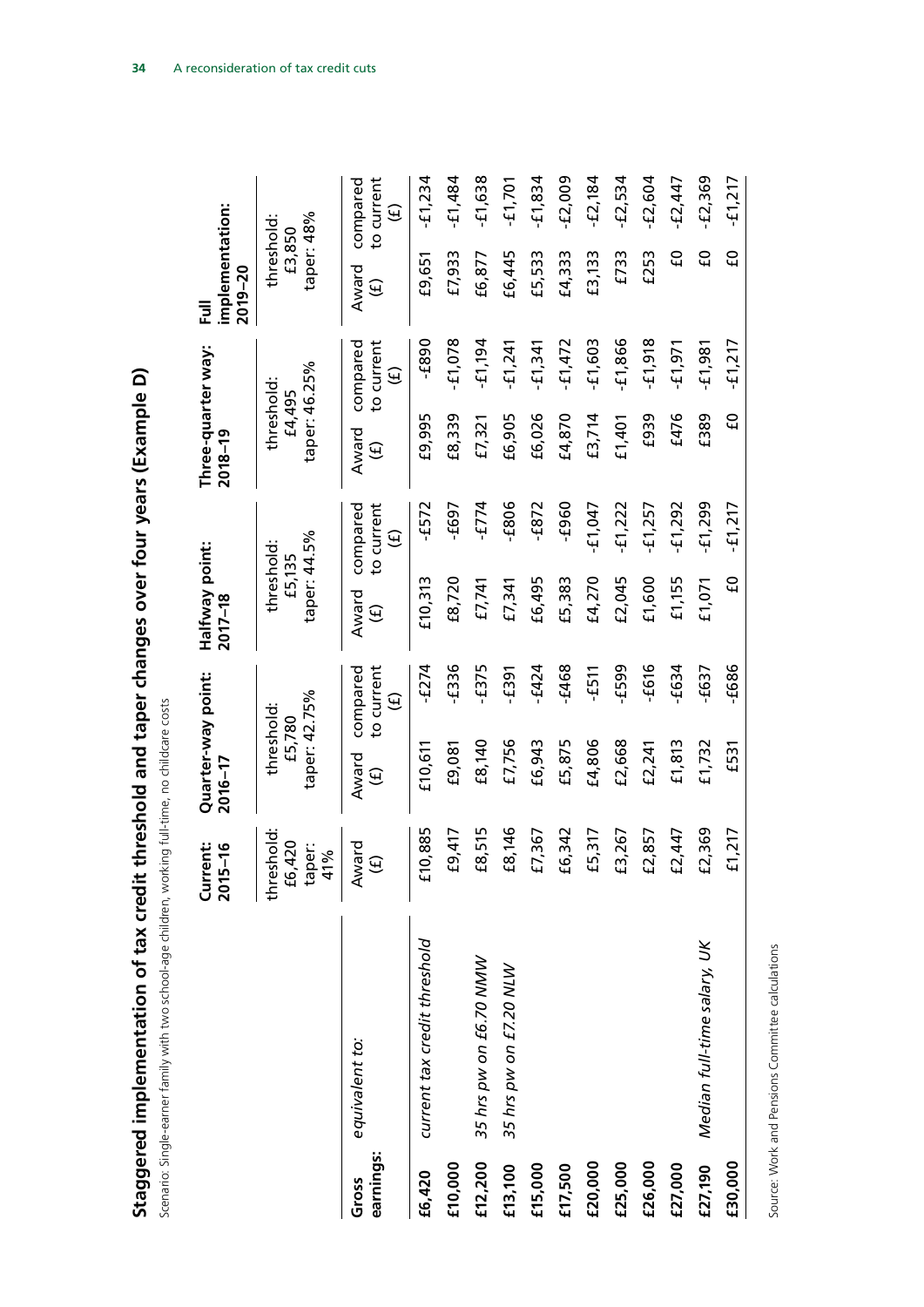## Staggered implementation of tax credit threshold and taper changes over four years (Example D)

Scenario: Single-earner family with two school-age children, working full-time, no childcare costs

| Gross earnings: | equivalent to: | Current: 2015–16 | Quarter-way point: 2016–17 | | Halfway point: 2017–18 | | Three-quarter way: 2018–19 | | Full implementation: 2019–20 | |
|---|---|---|---|---|---|---|---|---|---|---|
| | | threshold: £6,420 taper: 41% | threshold: £5,780 taper: 42.75% | | threshold: £5,135 taper: 44.5% | | threshold: £4,495 taper: 46.25% | | threshold: £3,850 taper: 48% | |
| | | Award (£) | Award (£) | compared to current (£) | Award (£) | compared to current (£) | Award (£) | compared to current (£) | Award (£) | compared to current (£) |
| **£6,420** | *current tax credit threshold* | £10,885 | £10,611 | -£274 | £10,313 | -£572 | £9,995 | -£890 | £9,651 | -£1,234 |
| **£10,000** | | £9,417 | £9,081 | -£336 | £8,720 | -£697 | £8,339 | -£1,078 | £7,933 | -£1,484 |
| **£12,200** | *35 hrs pw on £6.70 NMW* | £8,515 | £8,140 | -£375 | £7,741 | -£774 | £7,321 | -£1,194 | £6,877 | -£1,638 |
| **£13,100** | *35 hrs pw on £7.20 NLW* | £8,146 | £7,756 | -£391 | £7,341 | -£806 | £6,905 | -£1,241 | £6,445 | -£1,701 |
| **£15,000** | | £7,367 | £6,943 | -£424 | £6,495 | -£872 | £6,026 | -£1,341 | £5,533 | -£1,834 |
| **£17,500** | | £6,342 | £5,875 | -£468 | £5,383 | -£960 | £4,870 | -£1,472 | £4,333 | -£2,009 |
| **£20,000** | | £5,317 | £4,806 | -£511 | £4,270 | -£1,047 | £3,714 | -£1,603 | £3,133 | -£2,184 |
| **£25,000** | | £3,267 | £2,668 | -£599 | £2,045 | -£1,222 | £1,401 | -£1,866 | £733 | -£2,534 |
| **£26,000** | | £2,857 | £2,241 | -£616 | £1,600 | -£1,257 | £939 | -£1,918 | £253 | -£2,604 |
| **£27,000** | | £2,447 | £1,813 | -£634 | £1,155 | -£1,292 | £476 | -£1,971 | £0 | -£2,447 |
| **£27,190** | *Median full-time salary, UK* | £2,369 | £1,732 | -£637 | £1,071 | -£1,299 | £389 | -£1,981 | £0 | -£2,369 |
| **£30,000** | | £1,217 | £531 | -£686 | £0 | -£1,217 | £0 | -£1,217 | £0 | -£1,217 |

Source: Work and Pensions Committee calculations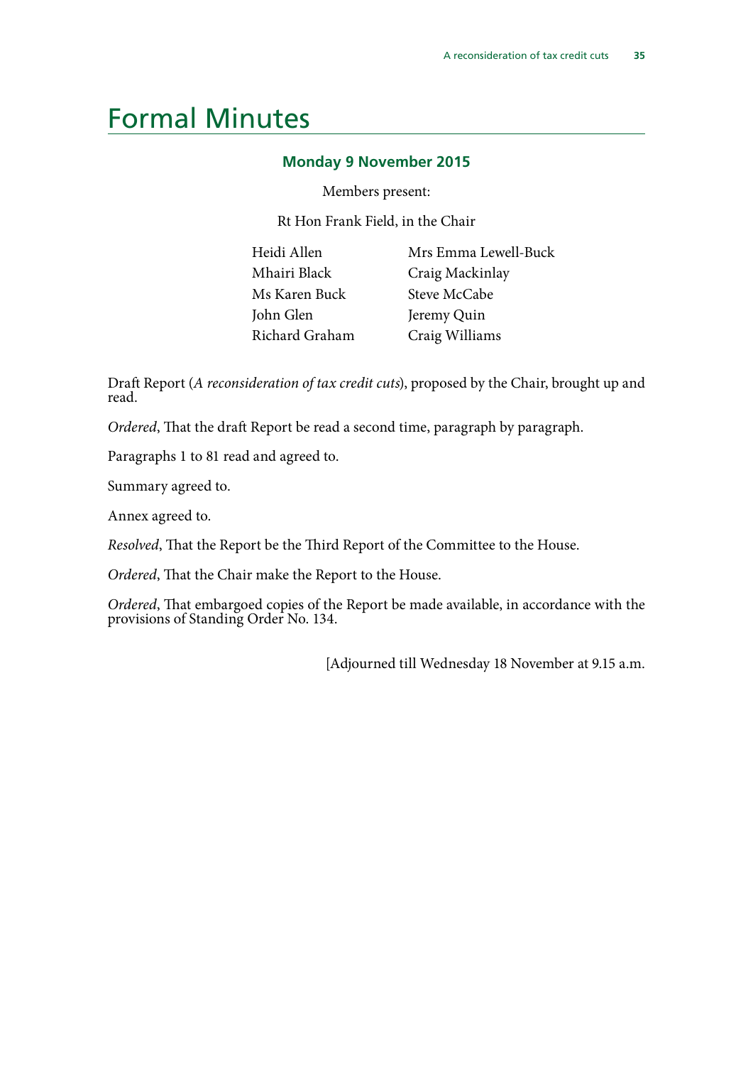# Formal Minutes

### Monday 9 November 2015

Members present:

Rt Hon Frank Field, in the Chair

| | |
|---|---|
| Heidi Allen | Mrs Emma Lewell-Buck |
| Mhairi Black | Craig Mackinlay |
| Ms Karen Buck | Steve McCabe |
| John Glen | Jeremy Quin |
| Richard Graham | Craig Williams |

Draft Report (*A reconsideration of tax credit cuts*), proposed by the Chair, brought up and read.

*Ordered*, That the draft Report be read a second time, paragraph by paragraph.

Paragraphs 1 to 81 read and agreed to.

Summary agreed to.

Annex agreed to.

*Resolved*, That the Report be the Third Report of the Committee to the House.

*Ordered*, That the Chair make the Report to the House.

*Ordered*, That embargoed copies of the Report be made available, in accordance with the provisions of Standing Order No. 134.

[Adjourned till Wednesday 18 November at 9.15 a.m.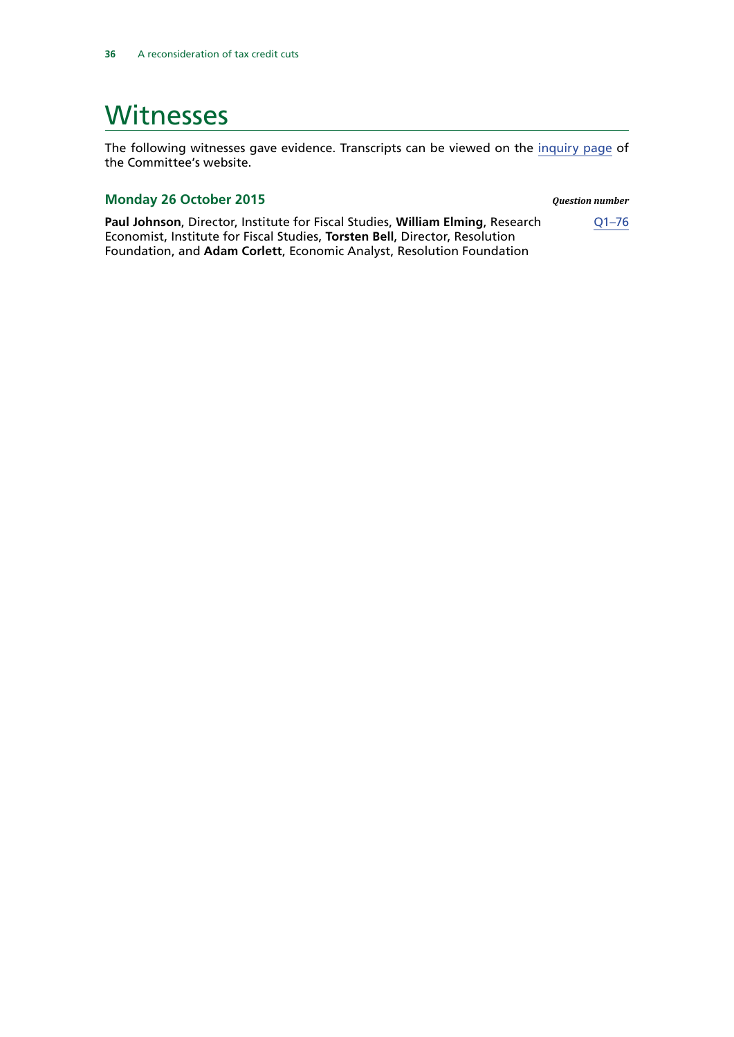# Witnesses

The following witnesses gave evidence. Transcripts can be viewed on the inquiry page of the Committee's website.

### Monday 26 October 2015

*Question number*

**Paul Johnson**, Director, Institute for Fiscal Studies, **William Elming**, Research Economist, Institute for Fiscal Studies, **Torsten Bell**, Director, Resolution Foundation, and **Adam Corlett**, Economic Analyst, Resolution Foundation — Q1–76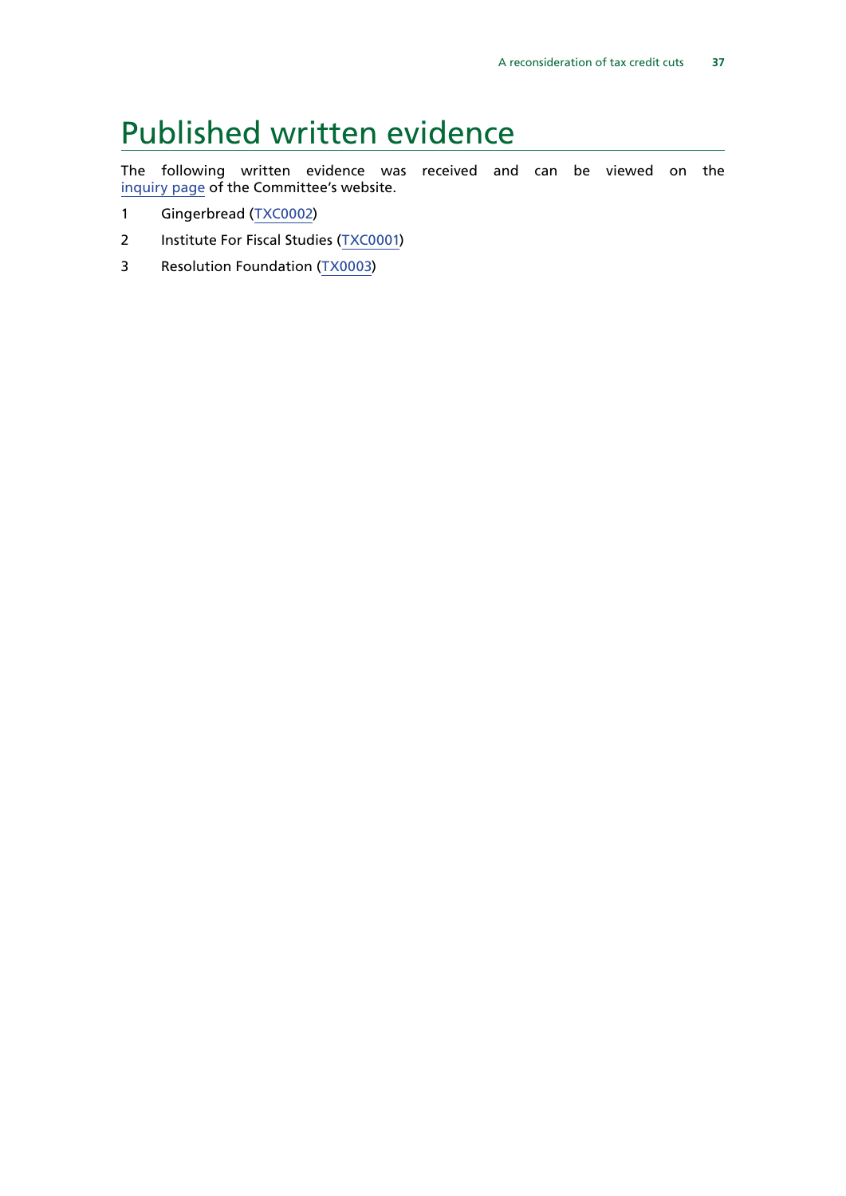# Published written evidence

The following written evidence was received and can be viewed on the inquiry page of the Committee's website.

1. Gingerbread (TXC0002)
2. Institute For Fiscal Studies (TXC0001)
3. Resolution Foundation (TX0003)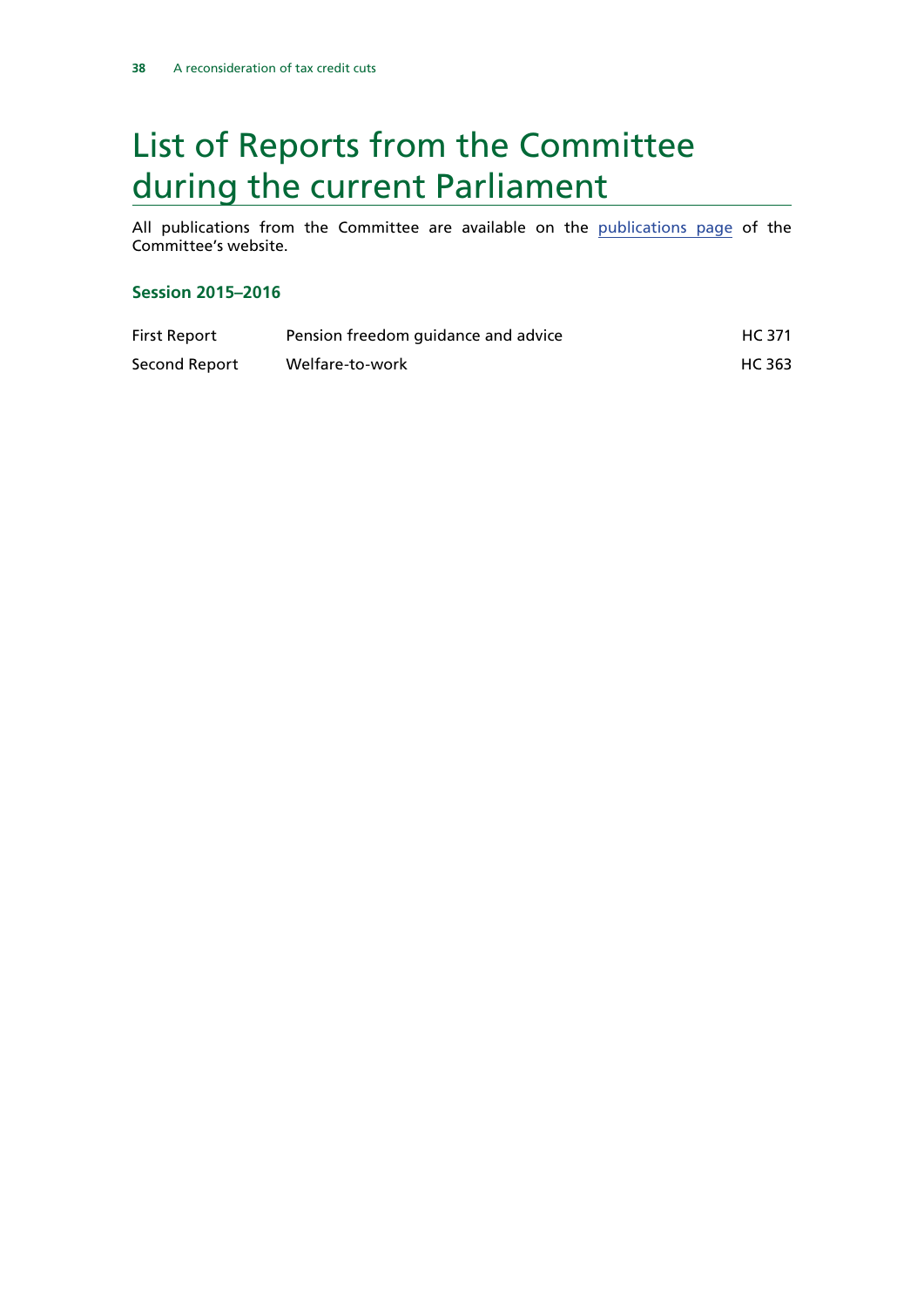# List of Reports from the Committee during the current Parliament

All publications from the Committee are available on the publications page of the Committee's website.

### Session 2015–2016

| | | |
|---|---|---|
| First Report | Pension freedom guidance and advice | HC 371 |
| Second Report | Welfare-to-work | HC 363 |